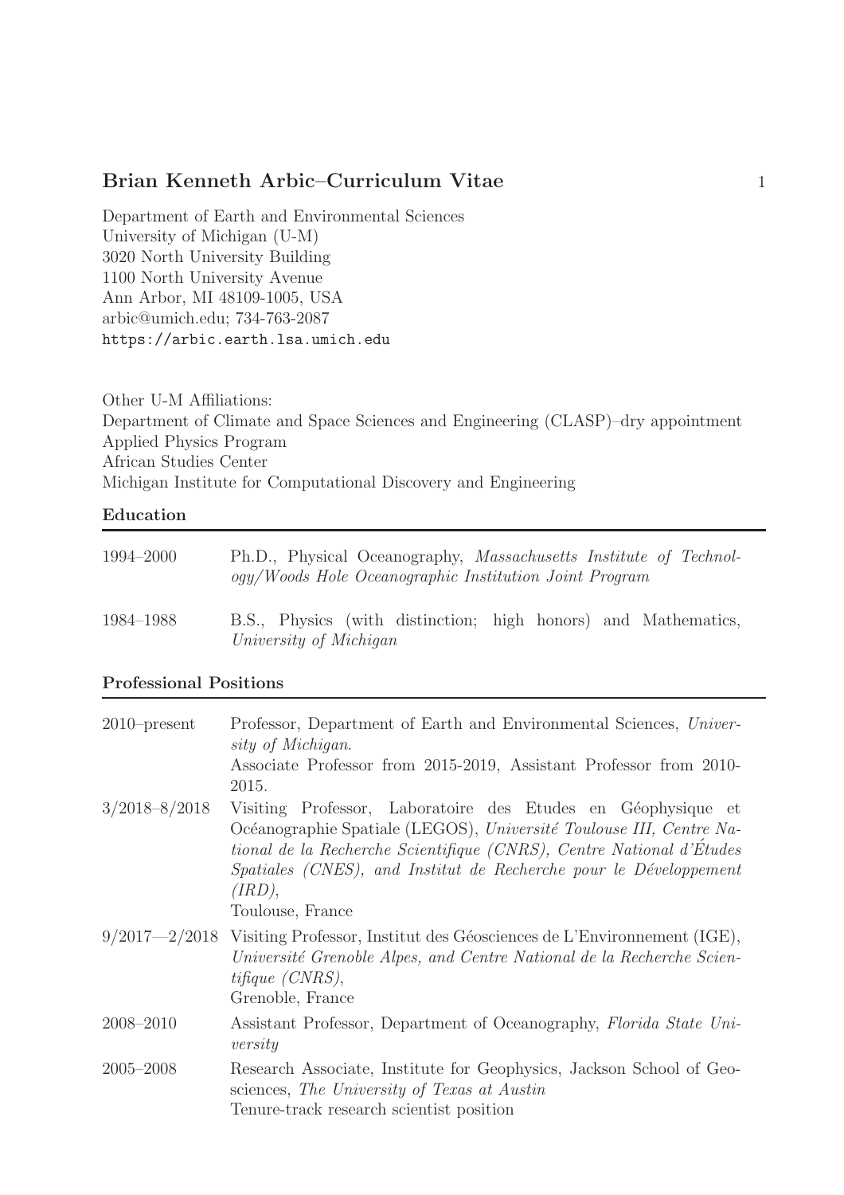# Brian Kenneth Arbic–Curriculum Vitae

Department of Earth and Environmental Sciences
University of Michigan (U-M)
3020 North University Building
1100 North University Avenue
Ann Arbor, MI 48109-1005, USA
arbic@umich.edu; 734-763-2087
https://arbic.earth.lsa.umich.edu

Other U-M Affiliations:
Department of Climate and Space Sciences and Engineering (CLASP)–dry appointment
Applied Physics Program
African Studies Center
Michigan Institute for Computational Discovery and Engineering

## Education

| | |
|---|---|
| 1994–2000 | Ph.D., Physical Oceanography, *Massachusetts Institute of Technology/Woods Hole Oceanographic Institution Joint Program* |
| 1984–1988 | B.S., Physics (with distinction; high honors) and Mathematics, *University of Michigan* |

## Professional Positions

| | |
|---|---|
| 2010–present | Professor, Department of Earth and Environmental Sciences, *University of Michigan*. Associate Professor from 2015-2019, Assistant Professor from 2010-2015. |
| 3/2018–8/2018 | Visiting Professor, Laboratoire des Etudes en Géophysique et Océanographie Spatiale (LEGOS), *Université Toulouse III, Centre National de la Recherche Scientifique (CNRS), Centre National d'Études Spatiales (CNES), and Institut de Recherche pour le Développement (IRD)*, Toulouse, France |
| 9/2017—2/2018 | Visiting Professor, Institut des Géosciences de L'Environnement (IGE), *Université Grenoble Alpes, and Centre National de la Recherche Scientifique (CNRS)*, Grenoble, France |
| 2008–2010 | Assistant Professor, Department of Oceanography, *Florida State University* |
| 2005–2008 | Research Associate, Institute for Geophysics, Jackson School of Geosciences, *The University of Texas at Austin* Tenure-track research scientist position |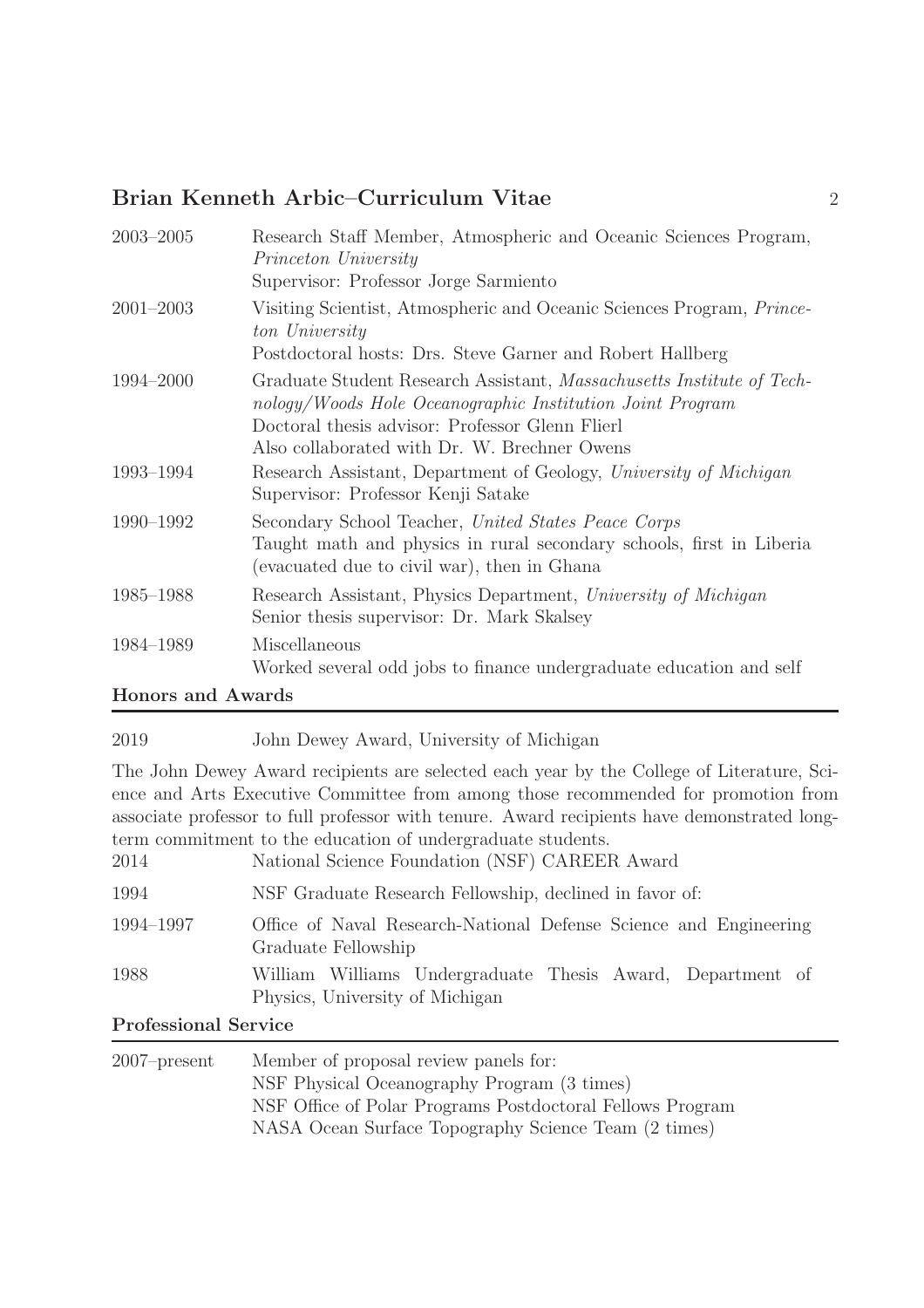| | |
|---|---|
| 2003–2005 | Research Staff Member, Atmospheric and Oceanic Sciences Program, *Princeton University*<br>Supervisor: Professor Jorge Sarmiento |
| 2001–2003 | Visiting Scientist, Atmospheric and Oceanic Sciences Program, *Princeton University*<br>Postdoctoral hosts: Drs. Steve Garner and Robert Hallberg |
| 1994–2000 | Graduate Student Research Assistant, *Massachusetts Institute of Technology/Woods Hole Oceanographic Institution Joint Program*<br>Doctoral thesis advisor: Professor Glenn Flierl<br>Also collaborated with Dr. W. Brechner Owens |
| 1993–1994 | Research Assistant, Department of Geology, *University of Michigan*<br>Supervisor: Professor Kenji Satake |
| 1990–1992 | Secondary School Teacher, *United States Peace Corps*<br>Taught math and physics in rural secondary schools, first in Liberia (evacuated due to civil war), then in Ghana |
| 1985–1988 | Research Assistant, Physics Department, *University of Michigan*<br>Senior thesis supervisor: Dr. Mark Skalsey |
| 1984–1989 | Miscellaneous<br>Worked several odd jobs to finance undergraduate education and self |

## Honors and Awards

2019 John Dewey Award, University of Michigan

The John Dewey Award recipients are selected each year by the College of Literature, Science and Arts Executive Committee from among those recommended for promotion from associate professor to full professor with tenure. Award recipients have demonstrated long-term commitment to the education of undergraduate students.

| | |
|---|---|
| 2014 | National Science Foundation (NSF) CAREER Award |
| 1994 | NSF Graduate Research Fellowship, declined in favor of: |
| 1994–1997 | Office of Naval Research-National Defense Science and Engineering Graduate Fellowship |
| 1988 | William Williams Undergraduate Thesis Award, Department of Physics, University of Michigan |

## Professional Service

| | |
|---|---|
| 2007–present | Member of proposal review panels for:<br>NSF Physical Oceanography Program (3 times)<br>NSF Office of Polar Programs Postdoctoral Fellows Program<br>NASA Ocean Surface Topography Science Team (2 times) |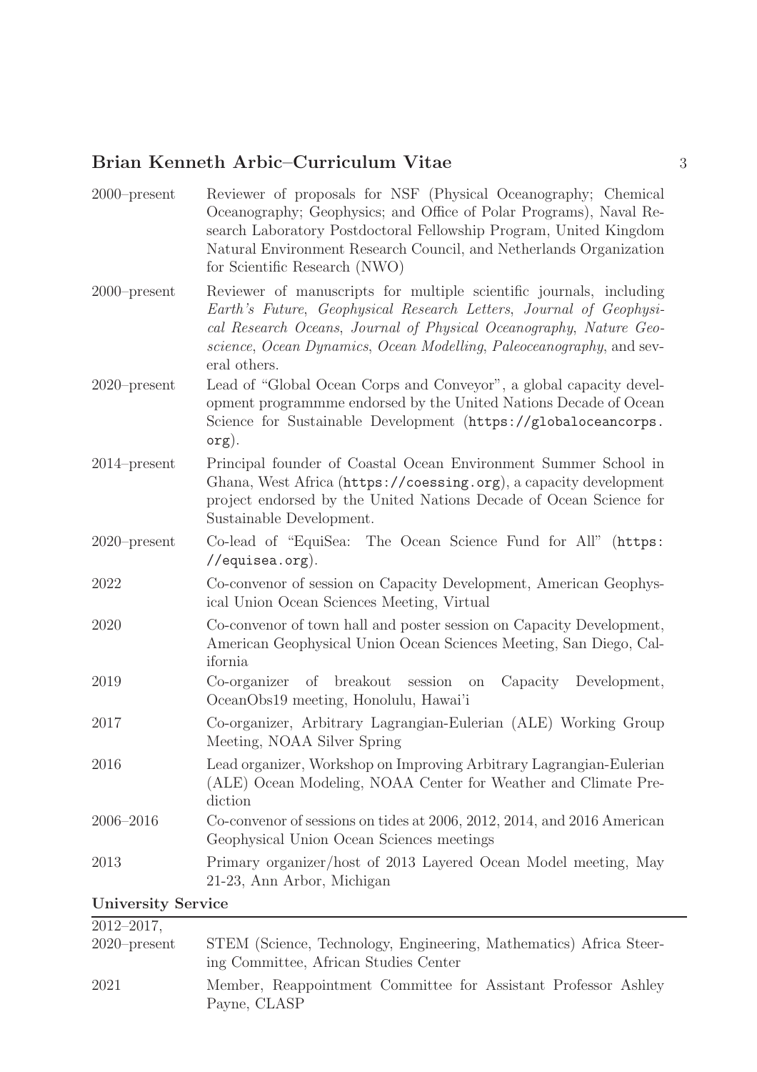| | |
|---|---|
| 2000–present | Reviewer of proposals for NSF (Physical Oceanography; Chemical Oceanography; Geophysics; and Office of Polar Programs), Naval Research Laboratory Postdoctoral Fellowship Program, United Kingdom Natural Environment Research Council, and Netherlands Organization for Scientific Research (NWO) |
| 2000–present | Reviewer of manuscripts for multiple scientific journals, including *Earth's Future*, *Geophysical Research Letters*, *Journal of Geophysical Research Oceans*, *Journal of Physical Oceanography*, *Nature Geoscience*, *Ocean Dynamics*, *Ocean Modelling*, *Paleoceanography*, and several others. |
| 2020–present | Lead of "Global Ocean Corps and Conveyor", a global capacity development programmme endorsed by the United Nations Decade of Ocean Science for Sustainable Development (`https://globaloceancorps.org`). |
| 2014–present | Principal founder of Coastal Ocean Environment Summer School in Ghana, West Africa (`https://coessing.org`), a capacity development project endorsed by the United Nations Decade of Ocean Science for Sustainable Development. |
| 2020–present | Co-lead of "EquiSea: The Ocean Science Fund for All" (`https://equisea.org`). |
| 2022 | Co-convenor of session on Capacity Development, American Geophysical Union Ocean Sciences Meeting, Virtual |
| 2020 | Co-convenor of town hall and poster session on Capacity Development, American Geophysical Union Ocean Sciences Meeting, San Diego, California |
| 2019 | Co-organizer of breakout session on Capacity Development, OceanObs19 meeting, Honolulu, Hawai'i |
| 2017 | Co-organizer, Arbitrary Lagrangian-Eulerian (ALE) Working Group Meeting, NOAA Silver Spring |
| 2016 | Lead organizer, Workshop on Improving Arbitrary Lagrangian-Eulerian (ALE) Ocean Modeling, NOAA Center for Weather and Climate Prediction |
| 2006–2016 | Co-convenor of sessions on tides at 2006, 2012, 2014, and 2016 American Geophysical Union Ocean Sciences meetings |
| 2013 | Primary organizer/host of 2013 Layered Ocean Model meeting, May 21-23, Ann Arbor, Michigan |

## University Service

| | |
|---|---|
| 2012–2017, 2020–present | STEM (Science, Technology, Engineering, Mathematics) Africa Steering Committee, African Studies Center |
| 2021 | Member, Reappointment Committee for Assistant Professor Ashley Payne, CLASP |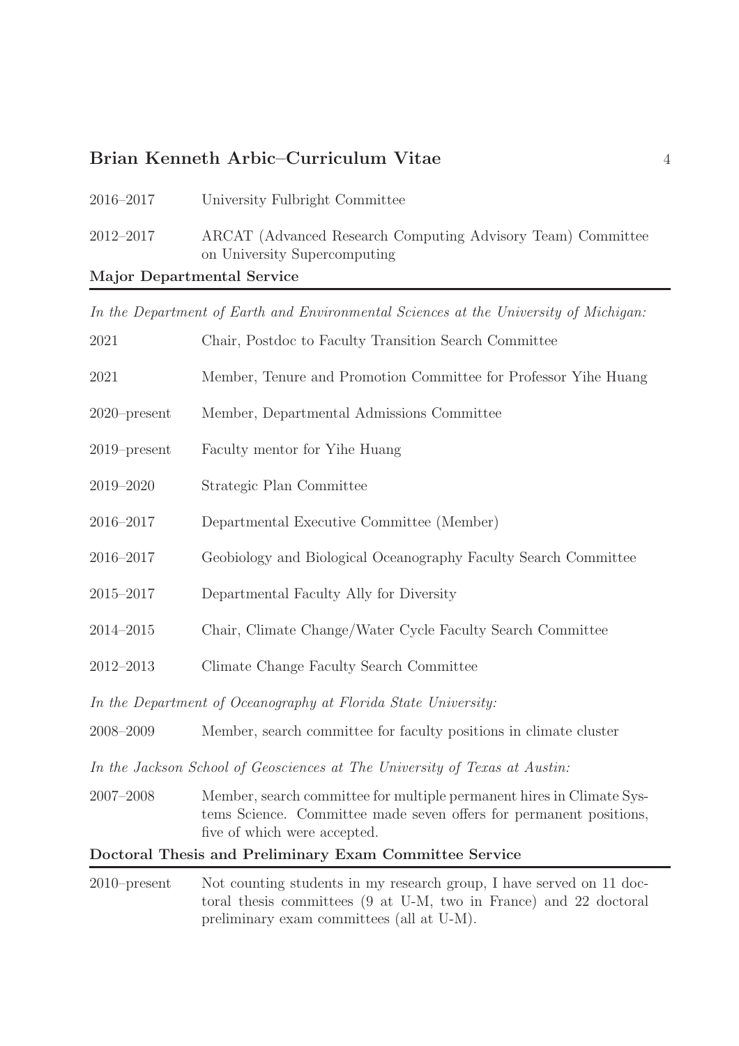2016–2017 University Fulbright Committee

2012–2017 ARCAT (Advanced Research Computing Advisory Team) Committee on University Supercomputing

## Major Departmental Service

*In the Department of Earth and Environmental Sciences at the University of Michigan:*

2021 Chair, Postdoc to Faculty Transition Search Committee

2021 Member, Tenure and Promotion Committee for Professor Yihe Huang

2020–present Member, Departmental Admissions Committee

2019–present Faculty mentor for Yihe Huang

2019–2020 Strategic Plan Committee

2016–2017 Departmental Executive Committee (Member)

2016–2017 Geobiology and Biological Oceanography Faculty Search Committee

2015–2017 Departmental Faculty Ally for Diversity

2014–2015 Chair, Climate Change/Water Cycle Faculty Search Committee

2012–2013 Climate Change Faculty Search Committee

*In the Department of Oceanography at Florida State University:*

2008–2009 Member, search committee for faculty positions in climate cluster

*In the Jackson School of Geosciences at The University of Texas at Austin:*

2007–2008 Member, search committee for multiple permanent hires in Climate Systems Science. Committee made seven offers for permanent positions, five of which were accepted.

## Doctoral Thesis and Preliminary Exam Committee Service

2010–present Not counting students in my research group, I have served on 11 doctoral thesis committees (9 at U-M, two in France) and 22 doctoral preliminary exam committees (all at U-M).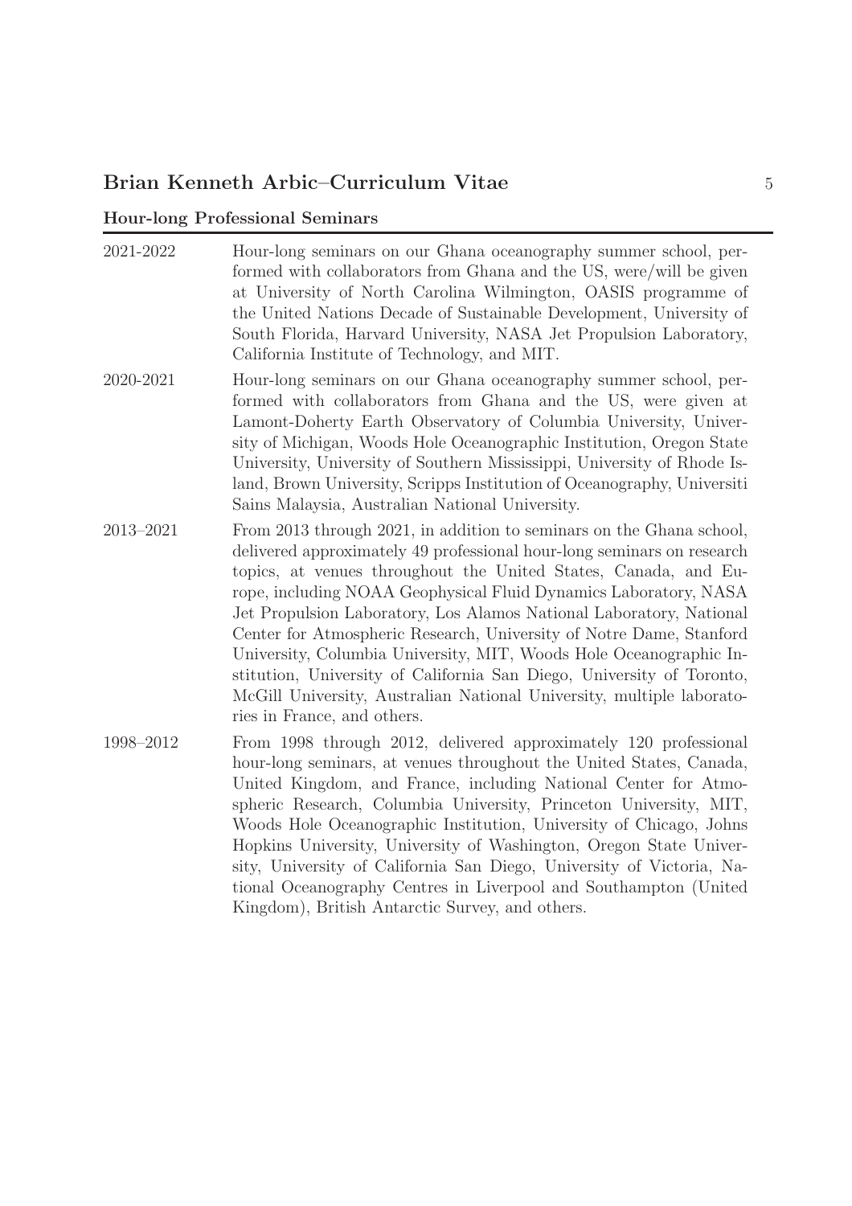## Hour-long Professional Seminars

| | |
|---|---|
| 2021-2022 | Hour-long seminars on our Ghana oceanography summer school, performed with collaborators from Ghana and the US, were/will be given at University of North Carolina Wilmington, OASIS programme of the United Nations Decade of Sustainable Development, University of South Florida, Harvard University, NASA Jet Propulsion Laboratory, California Institute of Technology, and MIT. |
| 2020-2021 | Hour-long seminars on our Ghana oceanography summer school, performed with collaborators from Ghana and the US, were given at Lamont-Doherty Earth Observatory of Columbia University, University of Michigan, Woods Hole Oceanographic Institution, Oregon State University, University of Southern Mississippi, University of Rhode Island, Brown University, Scripps Institution of Oceanography, Universiti Sains Malaysia, Australian National University. |
| 2013–2021 | From 2013 through 2021, in addition to seminars on the Ghana school, delivered approximately 49 professional hour-long seminars on research topics, at venues throughout the United States, Canada, and Europe, including NOAA Geophysical Fluid Dynamics Laboratory, NASA Jet Propulsion Laboratory, Los Alamos National Laboratory, National Center for Atmospheric Research, University of Notre Dame, Stanford University, Columbia University, MIT, Woods Hole Oceanographic Institution, University of California San Diego, University of Toronto, McGill University, Australian National University, multiple laboratories in France, and others. |
| 1998–2012 | From 1998 through 2012, delivered approximately 120 professional hour-long seminars, at venues throughout the United States, Canada, United Kingdom, and France, including National Center for Atmospheric Research, Columbia University, Princeton University, MIT, Woods Hole Oceanographic Institution, University of Chicago, Johns Hopkins University, University of Washington, Oregon State University, University of California San Diego, University of Victoria, National Oceanography Centres in Liverpool and Southampton (United Kingdom), British Antarctic Survey, and others. |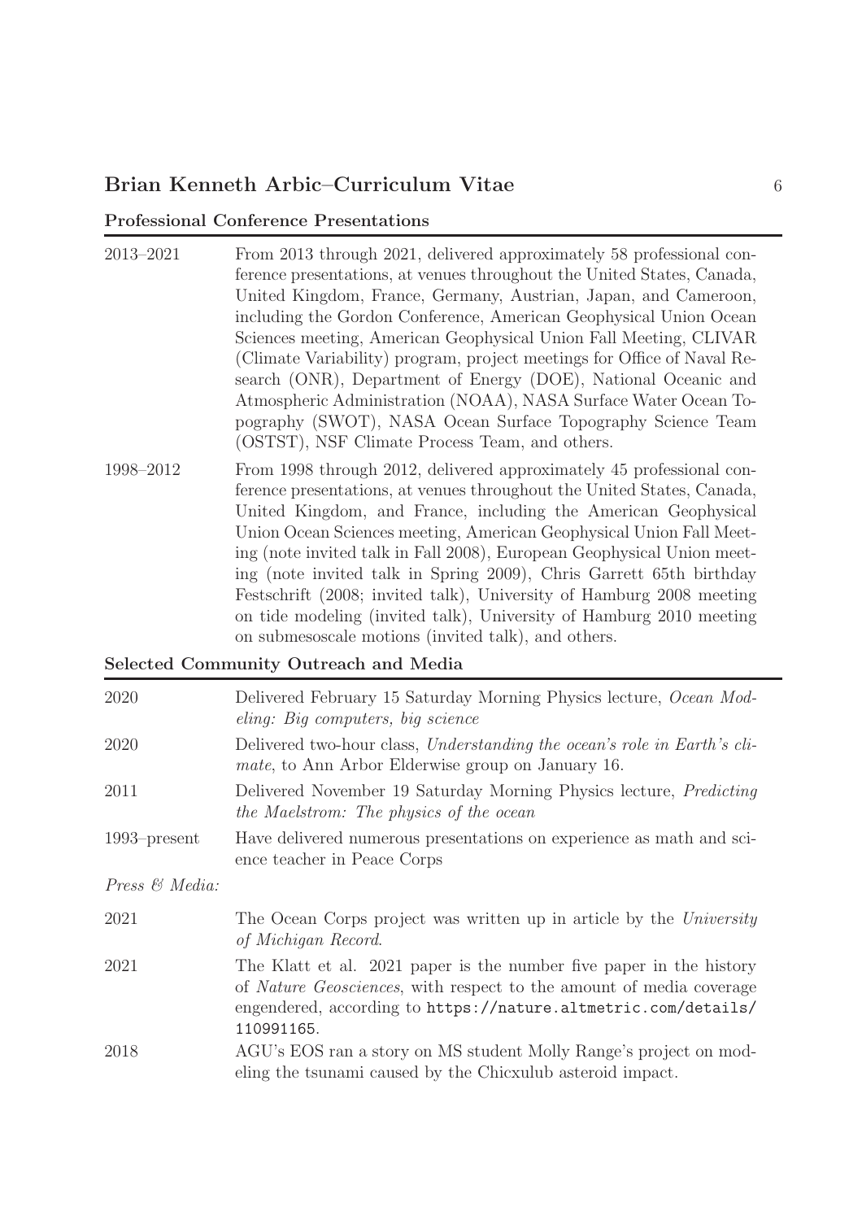### Professional Conference Presentations

| | |
|---|---|
| 2013–2021 | From 2013 through 2021, delivered approximately 58 professional conference presentations, at venues throughout the United States, Canada, United Kingdom, France, Germany, Austrian, Japan, and Cameroon, including the Gordon Conference, American Geophysical Union Ocean Sciences meeting, American Geophysical Union Fall Meeting, CLIVAR (Climate Variability) program, project meetings for Office of Naval Research (ONR), Department of Energy (DOE), National Oceanic and Atmospheric Administration (NOAA), NASA Surface Water Ocean Topography (SWOT), NASA Ocean Surface Topography Science Team (OSTST), NSF Climate Process Team, and others. |
| 1998–2012 | From 1998 through 2012, delivered approximately 45 professional conference presentations, at venues throughout the United States, Canada, United Kingdom, and France, including the American Geophysical Union Ocean Sciences meeting, American Geophysical Union Fall Meeting (note invited talk in Fall 2008), European Geophysical Union meeting (note invited talk in Spring 2009), Chris Garrett 65th birthday Festschrift (2008; invited talk), University of Hamburg 2008 meeting on tide modeling (invited talk), University of Hamburg 2010 meeting on submesoscale motions (invited talk), and others. |

### Selected Community Outreach and Media

| | |
|---|---|
| 2020 | Delivered February 15 Saturday Morning Physics lecture, *Ocean Modeling: Big computers, big science* |
| 2020 | Delivered two-hour class, *Understanding the ocean's role in Earth's climate*, to Ann Arbor Elderwise group on January 16. |
| 2011 | Delivered November 19 Saturday Morning Physics lecture, *Predicting the Maelstrom: The physics of the ocean* |
| 1993–present | Have delivered numerous presentations on experience as math and science teacher in Peace Corps |

*Press & Media:*

| | |
|---|---|
| 2021 | The Ocean Corps project was written up in article by the *University of Michigan Record*. |
| 2021 | The Klatt et al. 2021 paper is the number five paper in the history of *Nature Geosciences*, with respect to the amount of media coverage engendered, according to `https://nature.altmetric.com/details/110991165`. |
| 2018 | AGU's EOS ran a story on MS student Molly Range's project on modeling the tsunami caused by the Chicxulub asteroid impact. |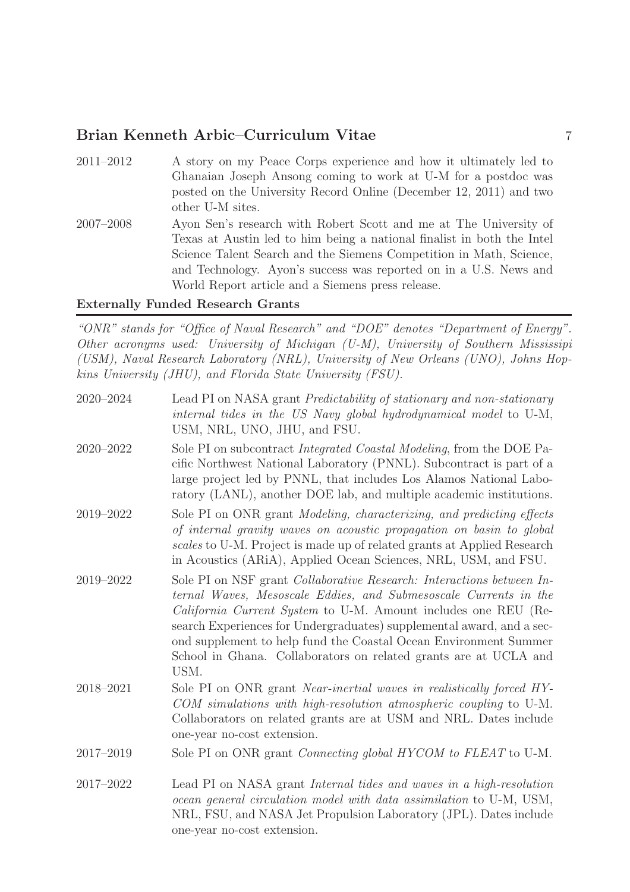2011–2012 A story on my Peace Corps experience and how it ultimately led to Ghanaian Joseph Ansong coming to work at U-M for a postdoc was posted on the University Record Online (December 12, 2011) and two other U-M sites.

2007–2008 Ayon Sen's research with Robert Scott and me at The University of Texas at Austin led to him being a national finalist in both the Intel Science Talent Search and the Siemens Competition in Math, Science, and Technology. Ayon's success was reported on in a U.S. News and World Report article and a Siemens press release.

### Externally Funded Research Grants

*"ONR" stands for "Office of Naval Research" and "DOE" denotes "Department of Energy". Other acronyms used: University of Michigan (U-M), University of Southern Mississipi (USM), Naval Research Laboratory (NRL), University of New Orleans (UNO), Johns Hopkins University (JHU), and Florida State University (FSU).*

2020–2024 Lead PI on NASA grant *Predictability of stationary and non-stationary internal tides in the US Navy global hydrodynamical model* to U-M, USM, NRL, UNO, JHU, and FSU.

2020–2022 Sole PI on subcontract *Integrated Coastal Modeling*, from the DOE Pacific Northwest National Laboratory (PNNL). Subcontract is part of a large project led by PNNL, that includes Los Alamos National Laboratory (LANL), another DOE lab, and multiple academic institutions.

2019–2022 Sole PI on ONR grant *Modeling, characterizing, and predicting effects of internal gravity waves on acoustic propagation on basin to global scales* to U-M. Project is made up of related grants at Applied Research in Acoustics (ARiA), Applied Ocean Sciences, NRL, USM, and FSU.

2019–2022 Sole PI on NSF grant *Collaborative Research: Interactions between Internal Waves, Mesoscale Eddies, and Submesoscale Currents in the California Current System* to U-M. Amount includes one REU (Research Experiences for Undergraduates) supplemental award, and a second supplement to help fund the Coastal Ocean Environment Summer School in Ghana. Collaborators on related grants are at UCLA and USM.

2018–2021 Sole PI on ONR grant *Near-inertial waves in realistically forced HYCOM simulations with high-resolution atmospheric coupling* to U-M. Collaborators on related grants are at USM and NRL. Dates include one-year no-cost extension.

2017–2019 Sole PI on ONR grant *Connecting global HYCOM to FLEAT* to U-M.

2017–2022 Lead PI on NASA grant *Internal tides and waves in a high-resolution ocean general circulation model with data assimilation* to U-M, USM, NRL, FSU, and NASA Jet Propulsion Laboratory (JPL). Dates include one-year no-cost extension.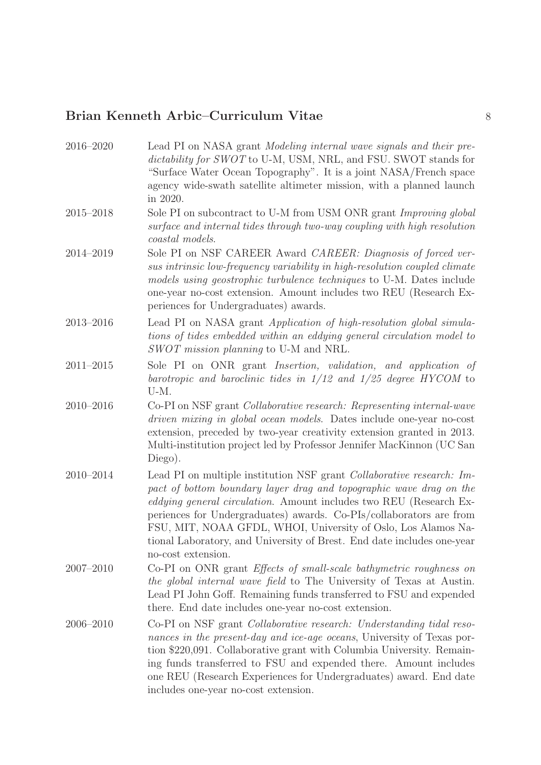2016–2020 Lead PI on NASA grant *Modeling internal wave signals and their predictability for SWOT* to U-M, USM, NRL, and FSU. SWOT stands for "Surface Water Ocean Topography". It is a joint NASA/French space agency wide-swath satellite altimeter mission, with a planned launch in 2020.

2015–2018 Sole PI on subcontract to U-M from USM ONR grant *Improving global surface and internal tides through two-way coupling with high resolution coastal models*.

2014–2019 Sole PI on NSF CAREER Award *CAREER: Diagnosis of forced versus intrinsic low-frequency variability in high-resolution coupled climate models using geostrophic turbulence techniques* to U-M. Dates include one-year no-cost extension. Amount includes two REU (Research Experiences for Undergraduates) awards.

2013–2016 Lead PI on NASA grant *Application of high-resolution global simulations of tides embedded within an eddying general circulation model to SWOT mission planning* to U-M and NRL.

2011–2015 Sole PI on ONR grant *Insertion, validation, and application of barotropic and baroclinic tides in 1/12 and 1/25 degree HYCOM* to U-M.

2010–2016 Co-PI on NSF grant *Collaborative research: Representing internal-wave driven mixing in global ocean models*. Dates include one-year no-cost extension, preceded by two-year creativity extension granted in 2013. Multi-institution project led by Professor Jennifer MacKinnon (UC San Diego).

2010–2014 Lead PI on multiple institution NSF grant *Collaborative research: Impact of bottom boundary layer drag and topographic wave drag on the eddying general circulation*. Amount includes two REU (Research Experiences for Undergraduates) awards. Co-PIs/collaborators are from FSU, MIT, NOAA GFDL, WHOI, University of Oslo, Los Alamos National Laboratory, and University of Brest. End date includes one-year no-cost extension.

2007–2010 Co-PI on ONR grant *Effects of small-scale bathymetric roughness on the global internal wave field* to The University of Texas at Austin. Lead PI John Goff. Remaining funds transferred to FSU and expended there. End date includes one-year no-cost extension.

2006–2010 Co-PI on NSF grant *Collaborative research: Understanding tidal resonances in the present-day and ice-age oceans*, University of Texas portion $220,091. Collaborative grant with Columbia University. Remaining funds transferred to FSU and expended there. Amount includes one REU (Research Experiences for Undergraduates) award. End date includes one-year no-cost extension.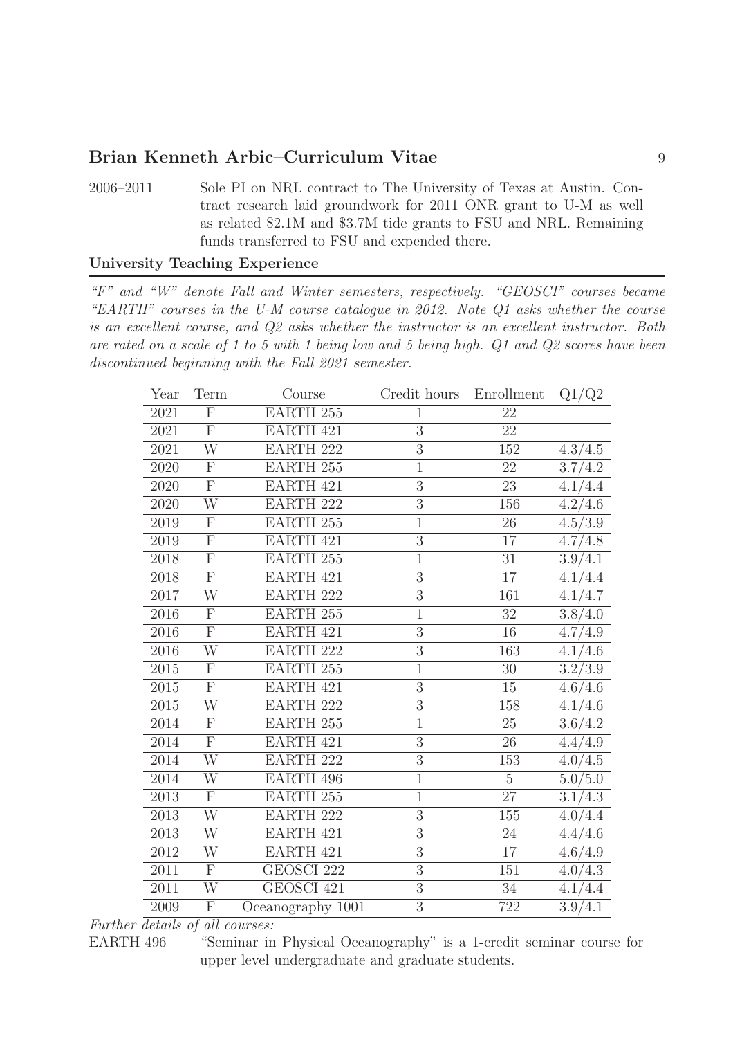2006–2011 Sole PI on NRL contract to The University of Texas at Austin. Contract research laid groundwork for 2011 ONR grant to U-M as well as related \$2.1M and \$3.7M tide grants to FSU and NRL. Remaining funds transferred to FSU and expended there.

### University Teaching Experience

*"F" and "W" denote Fall and Winter semesters, respectively. "GEOSCI" courses became "EARTH" courses in the U-M course catalogue in 2012. Note Q1 asks whether the course is an excellent course, and Q2 asks whether the instructor is an excellent instructor. Both are rated on a scale of 1 to 5 with 1 being low and 5 being high. Q1 and Q2 scores have been discontinued beginning with the Fall 2021 semester.*

| Year | Term | Course | Credit hours | Enrollment | Q1/Q2 |
|---|---|---|---|---|---|
| 2021 | F | EARTH 255 | 1 | 22 | |
| 2021 | F | EARTH 421 | 3 | 22 | |
| 2021 | W | EARTH 222 | 3 | 152 | 4.3/4.5 |
| 2020 | F | EARTH 255 | 1 | 22 | 3.7/4.2 |
| 2020 | F | EARTH 421 | 3 | 23 | 4.1/4.4 |
| 2020 | W | EARTH 222 | 3 | 156 | 4.2/4.6 |
| 2019 | F | EARTH 255 | 1 | 26 | 4.5/3.9 |
| 2019 | F | EARTH 421 | 3 | 17 | 4.7/4.8 |
| 2018 | F | EARTH 255 | 1 | 31 | 3.9/4.1 |
| 2018 | F | EARTH 421 | 3 | 17 | 4.1/4.4 |
| 2017 | W | EARTH 222 | 3 | 161 | 4.1/4.7 |
| 2016 | F | EARTH 255 | 1 | 32 | 3.8/4.0 |
| 2016 | F | EARTH 421 | 3 | 16 | 4.7/4.9 |
| 2016 | W | EARTH 222 | 3 | 163 | 4.1/4.6 |
| 2015 | F | EARTH 255 | 1 | 30 | 3.2/3.9 |
| 2015 | F | EARTH 421 | 3 | 15 | 4.6/4.6 |
| 2015 | W | EARTH 222 | 3 | 158 | 4.1/4.6 |
| 2014 | F | EARTH 255 | 1 | 25 | 3.6/4.2 |
| 2014 | F | EARTH 421 | 3 | 26 | 4.4/4.9 |
| 2014 | W | EARTH 222 | 3 | 153 | 4.0/4.5 |
| 2014 | W | EARTH 496 | 1 | 5 | 5.0/5.0 |
| 2013 | F | EARTH 255 | 1 | 27 | 3.1/4.3 |
| 2013 | W | EARTH 222 | 3 | 155 | 4.0/4.4 |
| 2013 | W | EARTH 421 | 3 | 24 | 4.4/4.6 |
| 2012 | W | EARTH 421 | 3 | 17 | 4.6/4.9 |
| 2011 | F | GEOSCI 222 | 3 | 151 | 4.0/4.3 |
| 2011 | W | GEOSCI 421 | 3 | 34 | 4.1/4.4 |
| 2009 | F | Oceanography 1001 | 3 | 722 | 3.9/4.1 |

*Further details of all courses:*

EARTH 496 "Seminar in Physical Oceanography" is a 1-credit seminar course for upper level undergraduate and graduate students.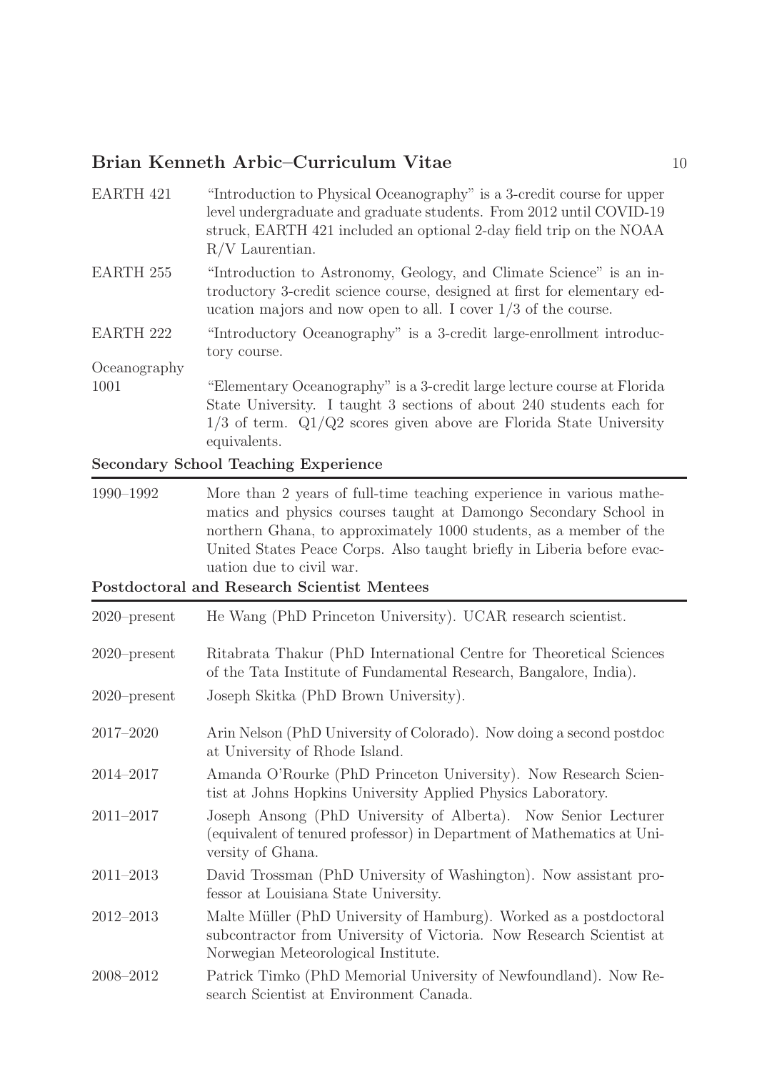| | |
|---|---|
| EARTH 421 | "Introduction to Physical Oceanography" is a 3-credit course for upper level undergraduate and graduate students. From 2012 until COVID-19 struck, EARTH 421 included an optional 2-day field trip on the NOAA R/V Laurentian. |
| EARTH 255 | "Introduction to Astronomy, Geology, and Climate Science" is an introductory 3-credit science course, designed at first for elementary education majors and now open to all. I cover 1/3 of the course. |
| EARTH 222 | "Introductory Oceanography" is a 3-credit large-enrollment introductory course. |
| Oceanography 1001 | "Elementary Oceanography" is a 3-credit large lecture course at Florida State University. I taught 3 sections of about 240 students each for 1/3 of term. Q1/Q2 scores given above are Florida State University equivalents. |

### Secondary School Teaching Experience

| | |
|---|---|
| 1990–1992 | More than 2 years of full-time teaching experience in various mathematics and physics courses taught at Damongo Secondary School in northern Ghana, to approximately 1000 students, as a member of the United States Peace Corps. Also taught briefly in Liberia before evacuation due to civil war. |

### Postdoctoral and Research Scientist Mentees

| | |
|---|---|
| 2020–present | He Wang (PhD Princeton University). UCAR research scientist. |
| 2020–present | Ritabrata Thakur (PhD International Centre for Theoretical Sciences of the Tata Institute of Fundamental Research, Bangalore, India). |
| 2020–present | Joseph Skitka (PhD Brown University). |
| 2017–2020 | Arin Nelson (PhD University of Colorado). Now doing a second postdoc at University of Rhode Island. |
| 2014–2017 | Amanda O'Rourke (PhD Princeton University). Now Research Scientist at Johns Hopkins University Applied Physics Laboratory. |
| 2011–2017 | Joseph Ansong (PhD University of Alberta). Now Senior Lecturer (equivalent of tenured professor) in Department of Mathematics at University of Ghana. |
| 2011–2013 | David Trossman (PhD University of Washington). Now assistant professor at Louisiana State University. |
| 2012–2013 | Malte Müller (PhD University of Hamburg). Worked as a postdoctoral subcontractor from University of Victoria. Now Research Scientist at Norwegian Meteorological Institute. |
| 2008–2012 | Patrick Timko (PhD Memorial University of Newfoundland). Now Research Scientist at Environment Canada. |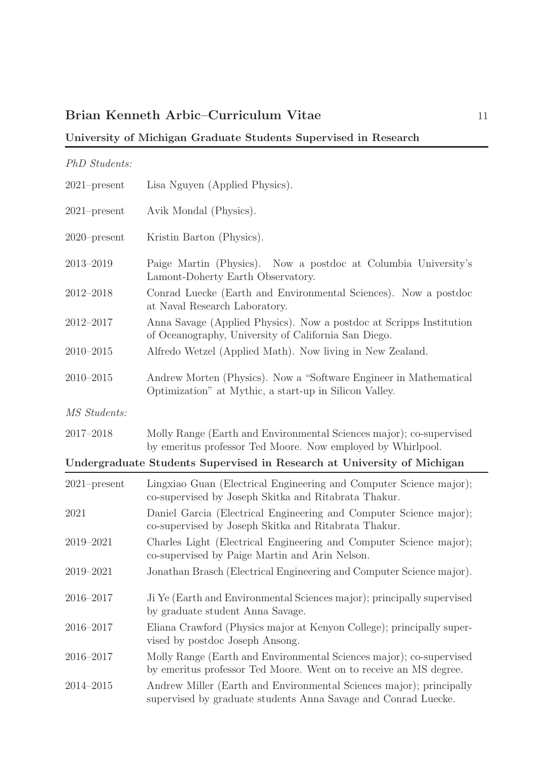## University of Michigan Graduate Students Supervised in Research

*PhD Students:*

2021–present Lisa Nguyen (Applied Physics).

2021–present Avik Mondal (Physics).

2020–present Kristin Barton (Physics).

2013–2019 Paige Martin (Physics). Now a postdoc at Columbia University's Lamont-Doherty Earth Observatory.

2012–2018 Conrad Luecke (Earth and Environmental Sciences). Now a postdoc at Naval Research Laboratory.

2012–2017 Anna Savage (Applied Physics). Now a postdoc at Scripps Institution of Oceanography, University of California San Diego.

2010–2015 Alfredo Wetzel (Applied Math). Now living in New Zealand.

2010–2015 Andrew Morten (Physics). Now a "Software Engineer in Mathematical Optimization" at Mythic, a start-up in Silicon Valley.

*MS Students:*

2017–2018 Molly Range (Earth and Environmental Sciences major); co-supervised by emeritus professor Ted Moore. Now employed by Whirlpool.

## Undergraduate Students Supervised in Research at University of Michigan

2021–present Lingxiao Guan (Electrical Engineering and Computer Science major); co-supervised by Joseph Skitka and Ritabrata Thakur.

2021 Daniel Garcia (Electrical Engineering and Computer Science major); co-supervised by Joseph Skitka and Ritabrata Thakur.

2019–2021 Charles Light (Electrical Engineering and Computer Science major); co-supervised by Paige Martin and Arin Nelson.

2019–2021 Jonathan Brasch (Electrical Engineering and Computer Science major).

2016–2017 Ji Ye (Earth and Environmental Sciences major); principally supervised by graduate student Anna Savage.

2016–2017 Eliana Crawford (Physics major at Kenyon College); principally supervised by postdoc Joseph Ansong.

2016–2017 Molly Range (Earth and Environmental Sciences major); co-supervised by emeritus professor Ted Moore. Went on to receive an MS degree.

2014–2015 Andrew Miller (Earth and Environmental Sciences major); principally supervised by graduate students Anna Savage and Conrad Luecke.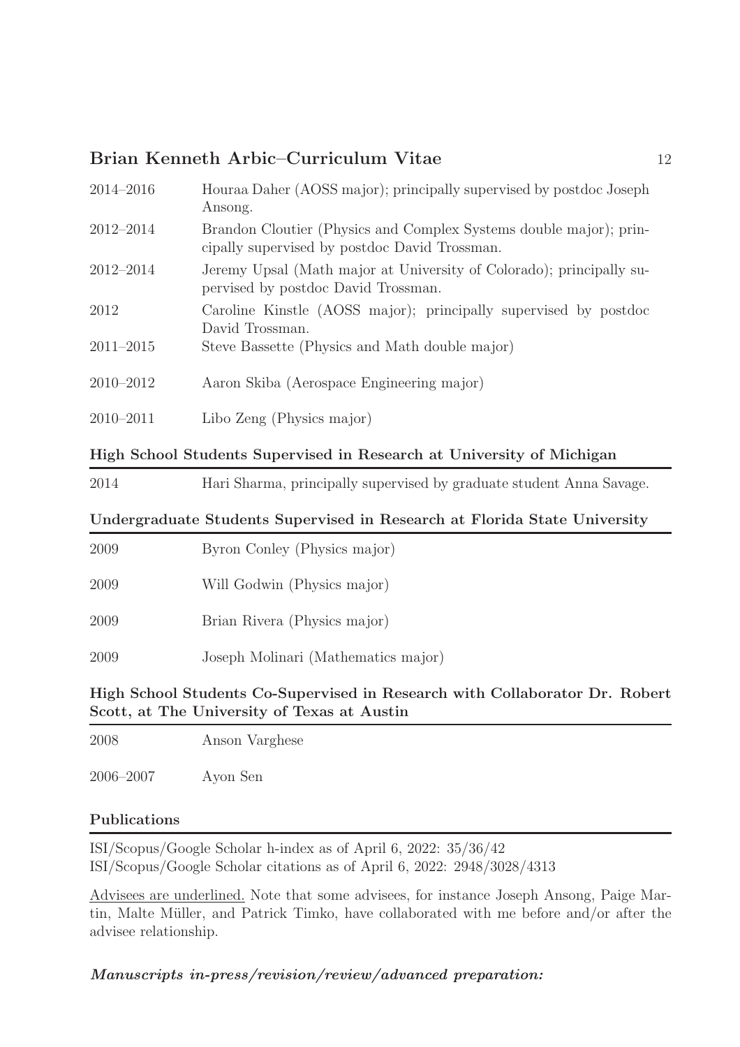| | |
|---|---|
| 2014–2016 | Houraa Daher (AOSS major); principally supervised by postdoc Joseph Ansong. |
| 2012–2014 | Brandon Cloutier (Physics and Complex Systems double major); principally supervised by postdoc David Trossman. |
| 2012–2014 | Jeremy Upsal (Math major at University of Colorado); principally supervised by postdoc David Trossman. |
| 2012 | Caroline Kinstle (AOSS major); principally supervised by postdoc David Trossman. |
| 2011–2015 | Steve Bassette (Physics and Math double major) |
| 2010–2012 | Aaron Skiba (Aerospace Engineering major) |
| 2010–2011 | Libo Zeng (Physics major) |

## High School Students Supervised in Research at University of Michigan

| | |
|---|---|
| 2014 | Hari Sharma, principally supervised by graduate student Anna Savage. |

## Undergraduate Students Supervised in Research at Florida State University

| | |
|---|---|
| 2009 | Byron Conley (Physics major) |
| 2009 | Will Godwin (Physics major) |
| 2009 | Brian Rivera (Physics major) |
| 2009 | Joseph Molinari (Mathematics major) |

## High School Students Co-Supervised in Research with Collaborator Dr. Robert Scott, at The University of Texas at Austin

| | |
|---|---|
| 2008 | Anson Varghese |
| 2006–2007 | Ayon Sen |

## Publications

ISI/Scopus/Google Scholar h-index as of April 6, 2022: 35/36/42
ISI/Scopus/Google Scholar citations as of April 6, 2022: 2948/3028/4313

<u>Advisees are underlined.</u> Note that some advisees, for instance Joseph Ansong, Paige Martin, Malte Müller, and Patrick Timko, have collaborated with me before and/or after the advisee relationship.

***Manuscripts in-press/revision/review/advanced preparation:***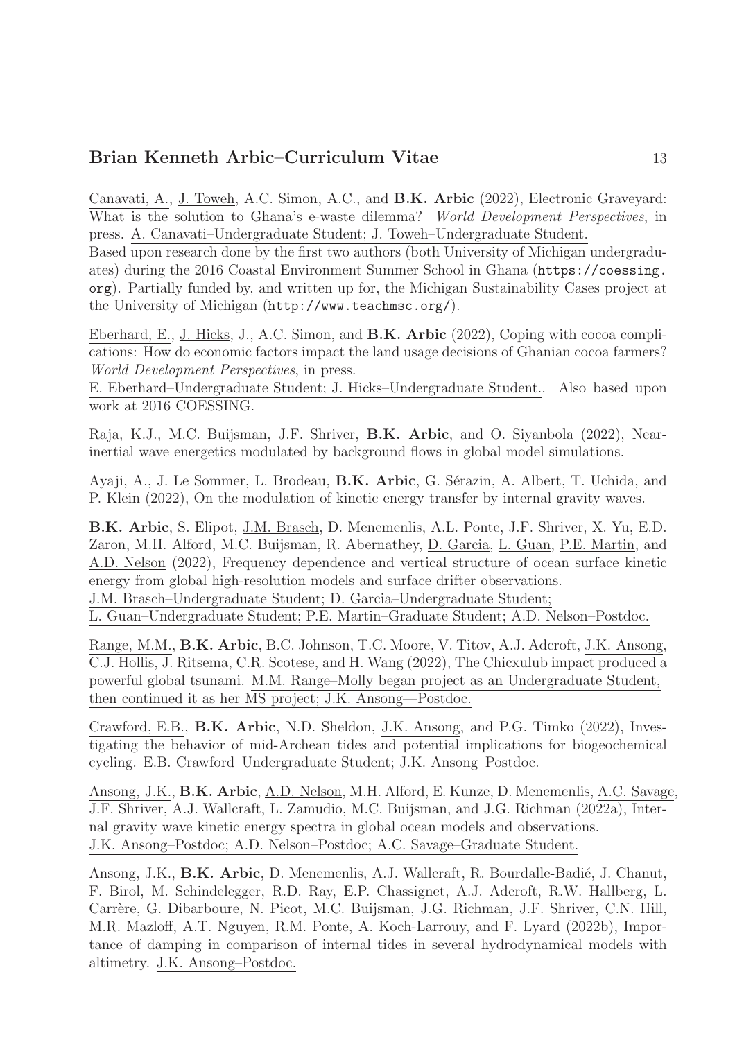Canavati, A., J. Toweh, A.C. Simon, A.C., and **B.K. Arbic** (2022), Electronic Graveyard: What is the solution to Ghana's e-waste dilemma? *World Development Perspectives*, in press. A. Canavati–Undergraduate Student; J. Toweh–Undergraduate Student.
Based upon research done by the first two authors (both University of Michigan undergraduates) during the 2016 Coastal Environment Summer School in Ghana (https://coessing.org). Partially funded by, and written up for, the Michigan Sustainability Cases project at the University of Michigan (http://www.teachmsc.org/).

Eberhard, E., J. Hicks, J., A.C. Simon, and **B.K. Arbic** (2022), Coping with cocoa complications: How do economic factors impact the land usage decisions of Ghanian cocoa farmers? *World Development Perspectives*, in press.
E. Eberhard–Undergraduate Student; J. Hicks–Undergraduate Student.. Also based upon work at 2016 COESSING.

Raja, K.J., M.C. Buijsman, J.F. Shriver, **B.K. Arbic**, and O. Siyanbola (2022), Near-inertial wave energetics modulated by background flows in global model simulations.

Ayaji, A., J. Le Sommer, L. Brodeau, **B.K. Arbic**, G. Sérazin, A. Albert, T. Uchida, and P. Klein (2022), On the modulation of kinetic energy transfer by internal gravity waves.

**B.K. Arbic**, S. Elipot, J.M. Brasch, D. Menemenlis, A.L. Ponte, J.F. Shriver, X. Yu, E.D. Zaron, M.H. Alford, M.C. Buijsman, R. Abernathey, D. Garcia, L. Guan, P.E. Martin, and A.D. Nelson (2022), Frequency dependence and vertical structure of ocean surface kinetic energy from global high-resolution models and surface drifter observations.
J.M. Brasch–Undergraduate Student; D. Garcia–Undergraduate Student;
L. Guan–Undergraduate Student; P.E. Martin–Graduate Student; A.D. Nelson–Postdoc.

Range, M.M., **B.K. Arbic**, B.C. Johnson, T.C. Moore, V. Titov, A.J. Adcroft, J.K. Ansong, C.J. Hollis, J. Ritsema, C.R. Scotese, and H. Wang (2022), The Chicxulub impact produced a powerful global tsunami. M.M. Range–Molly began project as an Undergraduate Student, then continued it as her MS project; J.K. Ansong—Postdoc.

Crawford, E.B., **B.K. Arbic**, N.D. Sheldon, J.K. Ansong, and P.G. Timko (2022), Investigating the behavior of mid-Archean tides and potential implications for biogeochemical cycling. E.B. Crawford–Undergraduate Student; J.K. Ansong–Postdoc.

Ansong, J.K., **B.K. Arbic**, A.D. Nelson, M.H. Alford, E. Kunze, D. Menemenlis, A.C. Savage, J.F. Shriver, A.J. Wallcraft, L. Zamudio, M.C. Buijsman, and J.G. Richman (2022a), Internal gravity wave kinetic energy spectra in global ocean models and observations.
J.K. Ansong–Postdoc; A.D. Nelson–Postdoc; A.C. Savage–Graduate Student.

Ansong, J.K., **B.K. Arbic**, D. Menemenlis, A.J. Wallcraft, R. Bourdalle-Badié, J. Chanut, F. Birol, M. Schindelegger, R.D. Ray, E.P. Chassignet, A.J. Adcroft, R.W. Hallberg, L. Carrère, G. Dibarboure, N. Picot, M.C. Buijsman, J.G. Richman, J.F. Shriver, C.N. Hill, M.R. Mazloff, A.T. Nguyen, R.M. Ponte, A. Koch-Larrouy, and F. Lyard (2022b), Importance of damping in comparison of internal tides in several hydrodynamical models with altimetry. J.K. Ansong–Postdoc.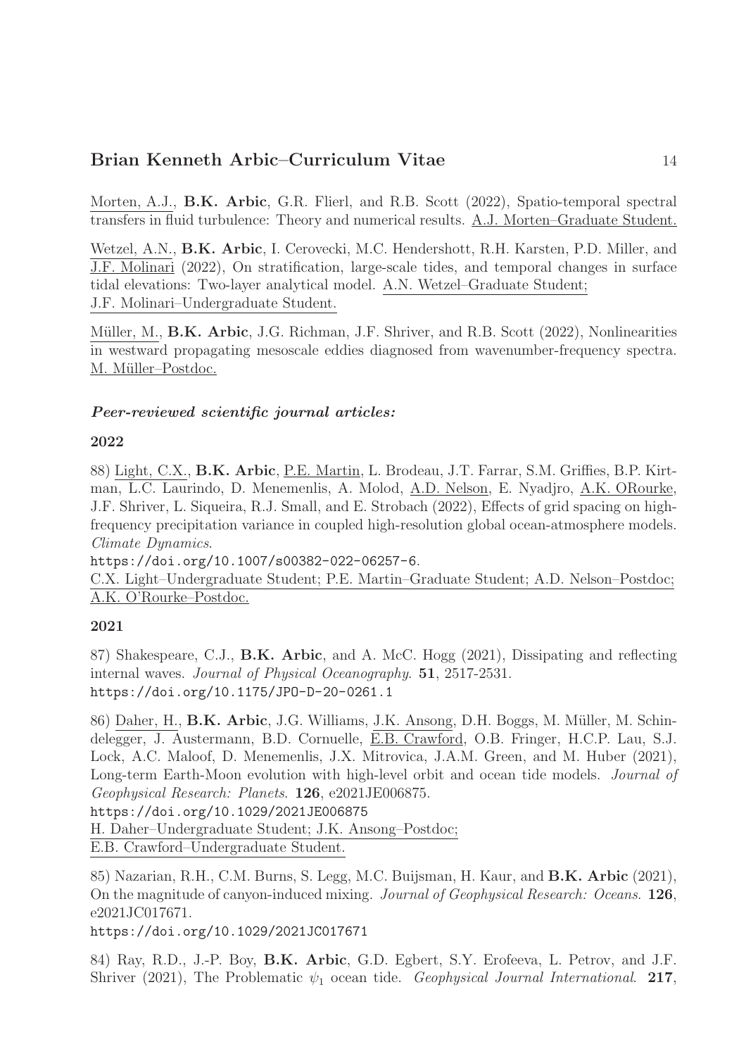Morten, A.J., **B.K. Arbic**, G.R. Flierl, and R.B. Scott (2022), Spatio-temporal spectral transfers in fluid turbulence: Theory and numerical results. A.J. Morten–Graduate Student.

Wetzel, A.N., **B.K. Arbic**, I. Cerovecki, M.C. Hendershott, R.H. Karsten, P.D. Miller, and J.F. Molinari (2022), On stratification, large-scale tides, and temporal changes in surface tidal elevations: Two-layer analytical model. A.N. Wetzel–Graduate Student; J.F. Molinari–Undergraduate Student.

Müller, M., **B.K. Arbic**, J.G. Richman, J.F. Shriver, and R.B. Scott (2022), Nonlinearities in westward propagating mesoscale eddies diagnosed from wavenumber-frequency spectra. M. Müller–Postdoc.

***Peer-reviewed scientific journal articles:***

**2022**

88) Light, C.X., **B.K. Arbic**, P.E. Martin, L. Brodeau, J.T. Farrar, S.M. Griffies, B.P. Kirtman, L.C. Laurindo, D. Menemenlis, A. Molod, A.D. Nelson, E. Nyadjro, A.K. ORourke, J.F. Shriver, L. Siqueira, R.J. Small, and E. Strobach (2022), Effects of grid spacing on high-frequency precipitation variance in coupled high-resolution global ocean-atmosphere models. *Climate Dynamics*.
https://doi.org/10.1007/s00382-022-06257-6.
C.X. Light–Undergraduate Student; P.E. Martin–Graduate Student; A.D. Nelson–Postdoc; A.K. O'Rourke–Postdoc.

**2021**

87) Shakespeare, C.J., **B.K. Arbic**, and A. McC. Hogg (2021), Dissipating and reflecting internal waves. *Journal of Physical Oceanography*. **51**, 2517-2531.
https://doi.org/10.1175/JPO-D-20-0261.1

86) Daher, H., **B.K. Arbic**, J.G. Williams, J.K. Ansong, D.H. Boggs, M. Müller, M. Schindelegger, J. Austermann, B.D. Cornuelle, E.B. Crawford, O.B. Fringer, H.C.P. Lau, S.J. Lock, A.C. Maloof, D. Menemenlis, J.X. Mitrovica, J.A.M. Green, and M. Huber (2021), Long-term Earth-Moon evolution with high-level orbit and ocean tide models. *Journal of Geophysical Research: Planets*. **126**, e2021JE006875.
https://doi.org/10.1029/2021JE006875
H. Daher–Undergraduate Student; J.K. Ansong–Postdoc;
E.B. Crawford–Undergraduate Student.

85) Nazarian, R.H., C.M. Burns, S. Legg, M.C. Buijsman, H. Kaur, and **B.K. Arbic** (2021), On the magnitude of canyon-induced mixing. *Journal of Geophysical Research: Oceans*. **126**, e2021JC017671.
https://doi.org/10.1029/2021JC017671

84) Ray, R.D., J.-P. Boy, **B.K. Arbic**, G.D. Egbert, S.Y. Erofeeva, L. Petrov, and J.F. Shriver (2021), The Problematic $\psi_1$ ocean tide. *Geophysical Journal International*. **217**,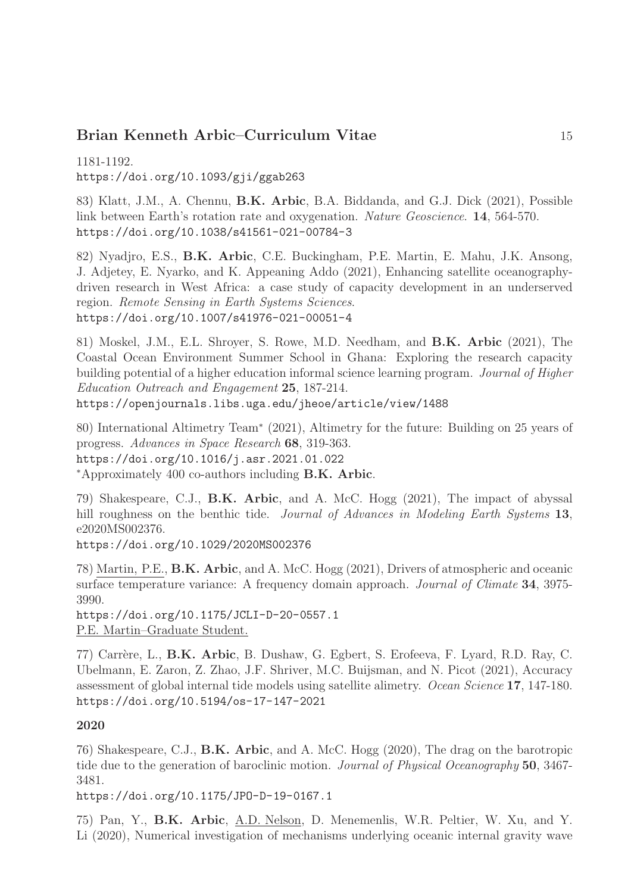1181-1192.
https://doi.org/10.1093/gji/ggab263

83) Klatt, J.M., A. Chennu, **B.K. Arbic**, B.A. Biddanda, and G.J. Dick (2021), Possible link between Earth's rotation rate and oxygenation. *Nature Geoscience*. **14**, 564-570.
https://doi.org/10.1038/s41561-021-00784-3

82) Nyadjro, E.S., **B.K. Arbic**, C.E. Buckingham, P.E. Martin, E. Mahu, J.K. Ansong, J. Adjetey, E. Nyarko, and K. Appeaning Addo (2021), Enhancing satellite oceanography-driven research in West Africa: a case study of capacity development in an underserved region. *Remote Sensing in Earth Systems Sciences*.
https://doi.org/10.1007/s41976-021-00051-4

81) Moskel, J.M., E.L. Shroyer, S. Rowe, M.D. Needham, and **B.K. Arbic** (2021), The Coastal Ocean Environment Summer School in Ghana: Exploring the research capacity building potential of a higher education informal science learning program. *Journal of Higher Education Outreach and Engagement* **25**, 187-214.
https://openjournals.libs.uga.edu/jheoe/article/view/1488

80) International Altimetry Team* (2021), Altimetry for the future: Building on 25 years of progress. *Advances in Space Research* **68**, 319-363.
https://doi.org/10.1016/j.asr.2021.01.022
*Approximately 400 co-authors including **B.K. Arbic**.

79) Shakespeare, C.J., **B.K. Arbic**, and A. McC. Hogg (2021), The impact of abyssal hill roughness on the benthic tide. *Journal of Advances in Modeling Earth Systems* **13**, e2020MS002376.
https://doi.org/10.1029/2020MS002376

78) Martin, P.E., **B.K. Arbic**, and A. McC. Hogg (2021), Drivers of atmospheric and oceanic surface temperature variance: A frequency domain approach. *Journal of Climate* **34**, 3975-3990.
https://doi.org/10.1175/JCLI-D-20-0557.1
P.E. Martin–Graduate Student.

77) Carrère, L., **B.K. Arbic**, B. Dushaw, G. Egbert, S. Erofeeva, F. Lyard, R.D. Ray, C. Ubelmann, E. Zaron, Z. Zhao, J.F. Shriver, M.C. Buijsman, and N. Picot (2021), Accuracy assessment of global internal tide models using satellite alimetry. *Ocean Science* **17**, 147-180.
https://doi.org/10.5194/os-17-147-2021

**2020**

76) Shakespeare, C.J., **B.K. Arbic**, and A. McC. Hogg (2020), The drag on the barotropic tide due to the generation of baroclinic motion. *Journal of Physical Oceanography* **50**, 3467-3481.
https://doi.org/10.1175/JPO-D-19-0167.1

75) Pan, Y., **B.K. Arbic**, A.D. Nelson, D. Menemenlis, W.R. Peltier, W. Xu, and Y. Li (2020), Numerical investigation of mechanisms underlying oceanic internal gravity wave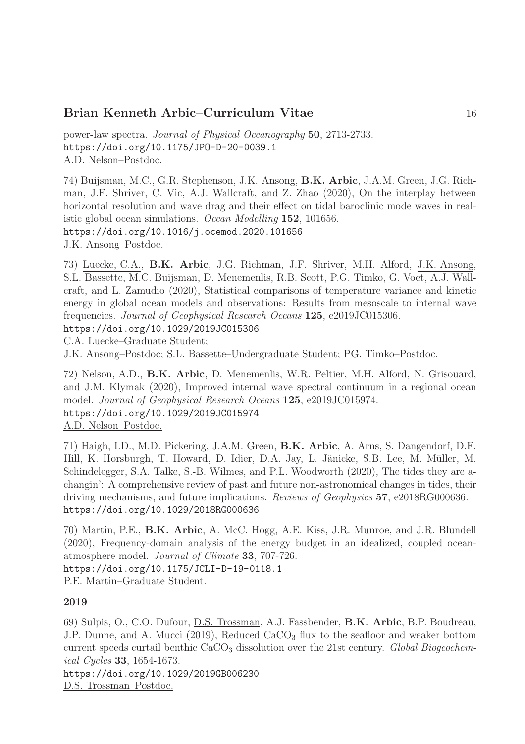power-law spectra. *Journal of Physical Oceanography* **50**, 2713-2733.
https://doi.org/10.1175/JPO-D-20-0039.1
A.D. Nelson–Postdoc.

74) Buijsman, M.C., G.R. Stephenson, J.K. Ansong, **B.K. Arbic**, J.A.M. Green, J.G. Richman, J.F. Shriver, C. Vic, A.J. Wallcraft, and Z. Zhao (2020), On the interplay between horizontal resolution and wave drag and their effect on tidal baroclinic mode waves in realistic global ocean simulations. *Ocean Modelling* **152**, 101656.
https://doi.org/10.1016/j.ocemod.2020.101656
J.K. Ansong–Postdoc.

73) Luecke, C.A., **B.K. Arbic**, J.G. Richman, J.F. Shriver, M.H. Alford, J.K. Ansong, S.L. Bassette, M.C. Buijsman, D. Menemenlis, R.B. Scott, P.G. Timko, G. Voet, A.J. Wallcraft, and L. Zamudio (2020), Statistical comparisons of temperature variance and kinetic energy in global ocean models and observations: Results from mesoscale to internal wave frequencies. *Journal of Geophysical Research Oceans* **125**, e2019JC015306.
https://doi.org/10.1029/2019JC015306
C.A. Luecke–Graduate Student;
J.K. Ansong–Postdoc; S.L. Bassette–Undergraduate Student; PG. Timko–Postdoc.

72) Nelson, A.D., **B.K. Arbic**, D. Menemenlis, W.R. Peltier, M.H. Alford, N. Grisouard, and J.M. Klymak (2020), Improved internal wave spectral continuum in a regional ocean model. *Journal of Geophysical Research Oceans* **125**, e2019JC015974.
https://doi.org/10.1029/2019JC015974
A.D. Nelson–Postdoc.

71) Haigh, I.D., M.D. Pickering, J.A.M. Green, **B.K. Arbic**, A. Arns, S. Dangendorf, D.F. Hill, K. Horsburgh, T. Howard, D. Idier, D.A. Jay, L. Jänicke, S.B. Lee, M. Müller, M. Schindelegger, S.A. Talke, S.-B. Wilmes, and P.L. Woodworth (2020), The tides they are a-changin': A comprehensive review of past and future non-astronomical changes in tides, their driving mechanisms, and future implications. *Reviews of Geophysics* **57**, e2018RG000636.
https://doi.org/10.1029/2018RG000636

70) Martin, P.E., **B.K. Arbic**, A. McC. Hogg, A.E. Kiss, J.R. Munroe, and J.R. Blundell (2020), Frequency-domain analysis of the energy budget in an idealized, coupled ocean-atmosphere model. *Journal of Climate* **33**, 707-726.
https://doi.org/10.1175/JCLI-D-19-0118.1
P.E. Martin–Graduate Student.

**2019**

69) Sulpis, O., C.O. Dufour, D.S. Trossman, A.J. Fassbender, **B.K. Arbic**, B.P. Boudreau, J.P. Dunne, and A. Mucci (2019), Reduced $CaCO_3$ flux to the seafloor and weaker bottom current speeds curtail benthic $CaCO_3$ dissolution over the 21st century. *Global Biogeochemical Cycles* **33**, 1654-1673.
https://doi.org/10.1029/2019GB006230
D.S. Trossman–Postdoc.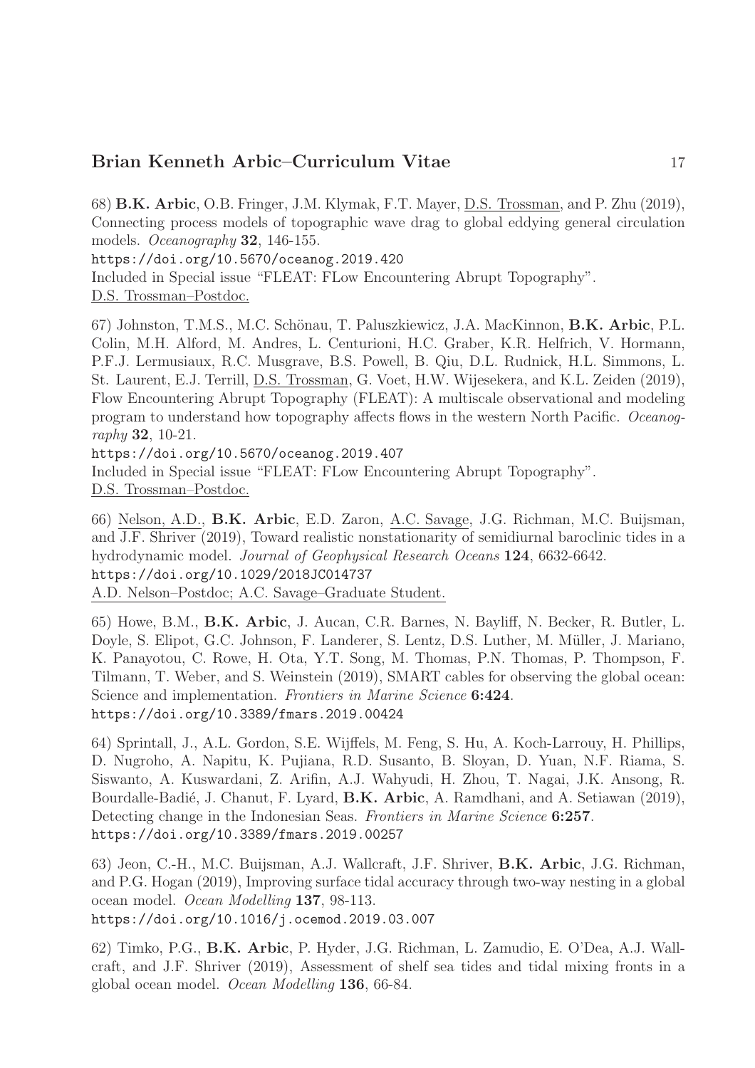68) **B.K. Arbic**, O.B. Fringer, J.M. Klymak, F.T. Mayer, D.S. Trossman, and P. Zhu (2019), Connecting process models of topographic wave drag to global eddying general circulation models. *Oceanography* **32**, 146-155.
https://doi.org/10.5670/oceanog.2019.420
Included in Special issue "FLEAT: FLow Encountering Abrupt Topography".
D.S. Trossman–Postdoc.

67) Johnston, T.M.S., M.C. Schönau, T. Paluszkiewicz, J.A. MacKinnon, **B.K. Arbic**, P.L. Colin, M.H. Alford, M. Andres, L. Centurioni, H.C. Graber, K.R. Helfrich, V. Hormann, P.F.J. Lermusiaux, R.C. Musgrave, B.S. Powell, B. Qiu, D.L. Rudnick, H.L. Simmons, L. St. Laurent, E.J. Terrill, D.S. Trossman, G. Voet, H.W. Wijesekera, and K.L. Zeiden (2019), Flow Encountering Abrupt Topography (FLEAT): A multiscale observational and modeling program to understand how topography affects flows in the western North Pacific. *Oceanography* **32**, 10-21.
https://doi.org/10.5670/oceanog.2019.407
Included in Special issue "FLEAT: FLow Encountering Abrupt Topography".
D.S. Trossman–Postdoc.

66) Nelson, A.D., **B.K. Arbic**, E.D. Zaron, A.C. Savage, J.G. Richman, M.C. Buijsman, and J.F. Shriver (2019), Toward realistic nonstationarity of semidiurnal baroclinic tides in a hydrodynamic model. *Journal of Geophysical Research Oceans* **124**, 6632-6642.
https://doi.org/10.1029/2018JC014737
A.D. Nelson–Postdoc; A.C. Savage–Graduate Student.

65) Howe, B.M., **B.K. Arbic**, J. Aucan, C.R. Barnes, N. Bayliff, N. Becker, R. Butler, L. Doyle, S. Elipot, G.C. Johnson, F. Landerer, S. Lentz, D.S. Luther, M. Müller, J. Mariano, K. Panayotou, C. Rowe, H. Ota, Y.T. Song, M. Thomas, P.N. Thomas, P. Thompson, F. Tilmann, T. Weber, and S. Weinstein (2019), SMART cables for observing the global ocean: Science and implementation. *Frontiers in Marine Science* **6:424**.
https://doi.org/10.3389/fmars.2019.00424

64) Sprintall, J., A.L. Gordon, S.E. Wijffels, M. Feng, S. Hu, A. Koch-Larrouy, H. Phillips, D. Nugroho, A. Napitu, K. Pujiana, R.D. Susanto, B. Sloyan, D. Yuan, N.F. Riama, S. Siswanto, A. Kuswardani, Z. Arifin, A.J. Wahyudi, H. Zhou, T. Nagai, J.K. Ansong, R. Bourdalle-Badié, J. Chanut, F. Lyard, **B.K. Arbic**, A. Ramdhani, and A. Setiawan (2019), Detecting change in the Indonesian Seas. *Frontiers in Marine Science* **6:257**.
https://doi.org/10.3389/fmars.2019.00257

63) Jeon, C.-H., M.C. Buijsman, A.J. Wallcraft, J.F. Shriver, **B.K. Arbic**, J.G. Richman, and P.G. Hogan (2019), Improving surface tidal accuracy through two-way nesting in a global ocean model. *Ocean Modelling* **137**, 98-113.
https://doi.org/10.1016/j.ocemod.2019.03.007

62) Timko, P.G., **B.K. Arbic**, P. Hyder, J.G. Richman, L. Zamudio, E. O'Dea, A.J. Wallcraft, and J.F. Shriver (2019), Assessment of shelf sea tides and tidal mixing fronts in a global ocean model. *Ocean Modelling* **136**, 66-84.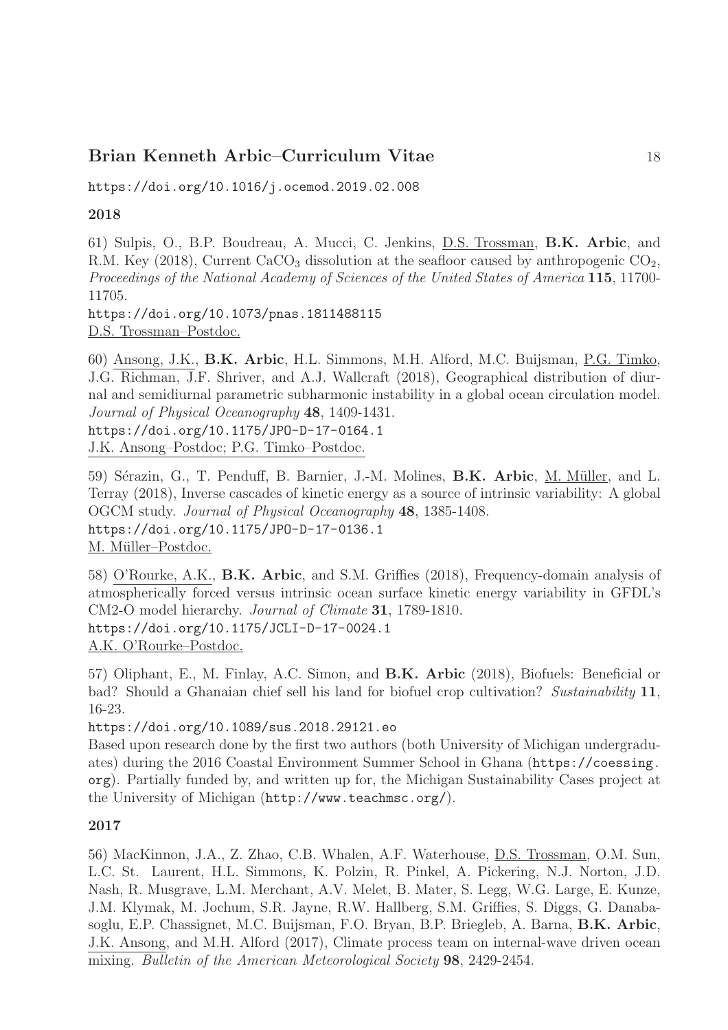https://doi.org/10.1016/j.ocemod.2019.02.008

**2018**

61) Sulpis, O., B.P. Boudreau, A. Mucci, C. Jenkins, D.S. Trossman, **B.K. Arbic**, and R.M. Key (2018), Current $CaCO_3$ dissolution at the seafloor caused by anthropogenic $CO_2$, *Proceedings of the National Academy of Sciences of the United States of America* **115**, 11700-11705.
https://doi.org/10.1073/pnas.1811488115
D.S. Trossman–Postdoc.

60) Ansong, J.K., **B.K. Arbic**, H.L. Simmons, M.H. Alford, M.C. Buijsman, P.G. Timko, J.G. Richman, J.F. Shriver, and A.J. Wallcraft (2018), Geographical distribution of diurnal and semidiurnal parametric subharmonic instability in a global ocean circulation model. *Journal of Physical Oceanography* **48**, 1409-1431.
https://doi.org/10.1175/JPO-D-17-0164.1
J.K. Ansong–Postdoc; P.G. Timko–Postdoc.

59) Sérazin, G., T. Penduff, B. Barnier, J.-M. Molines, **B.K. Arbic**, M. Müller, and L. Terray (2018), Inverse cascades of kinetic energy as a source of intrinsic variability: A global OGCM study. *Journal of Physical Oceanography* **48**, 1385-1408.
https://doi.org/10.1175/JPO-D-17-0136.1
M. Müller–Postdoc.

58) O'Rourke, A.K., **B.K. Arbic**, and S.M. Griffies (2018), Frequency-domain analysis of atmospherically forced versus intrinsic ocean surface kinetic energy variability in GFDL's CM2-O model hierarchy. *Journal of Climate* **31**, 1789-1810.
https://doi.org/10.1175/JCLI-D-17-0024.1
A.K. O'Rourke–Postdoc.

57) Oliphant, E., M. Finlay, A.C. Simon, and **B.K. Arbic** (2018), Biofuels: Beneficial or bad? Should a Ghanaian chief sell his land for biofuel crop cultivation? *Sustainability* **11**, 16-23.
https://doi.org/10.1089/sus.2018.29121.eo
Based upon research done by the first two authors (both University of Michigan undergraduates) during the 2016 Coastal Environment Summer School in Ghana (https://coessing.org). Partially funded by, and written up for, the Michigan Sustainability Cases project at the University of Michigan (http://www.teachmsc.org/).

**2017**

56) MacKinnon, J.A., Z. Zhao, C.B. Whalen, A.F. Waterhouse, D.S. Trossman, O.M. Sun, L.C. St. Laurent, H.L. Simmons, K. Polzin, R. Pinkel, A. Pickering, N.J. Norton, J.D. Nash, R. Musgrave, L.M. Merchant, A.V. Melet, B. Mater, S. Legg, W.G. Large, E. Kunze, J.M. Klymak, M. Jochum, S.R. Jayne, R.W. Hallberg, S.M. Griffies, S. Diggs, G. Danabasoglu, E.P. Chassignet, M.C. Buijsman, F.O. Bryan, B.P. Briegleb, A. Barna, **B.K. Arbic**, J.K. Ansong, and M.H. Alford (2017), Climate process team on internal-wave driven ocean mixing. *Bulletin of the American Meteorological Society* **98**, 2429-2454.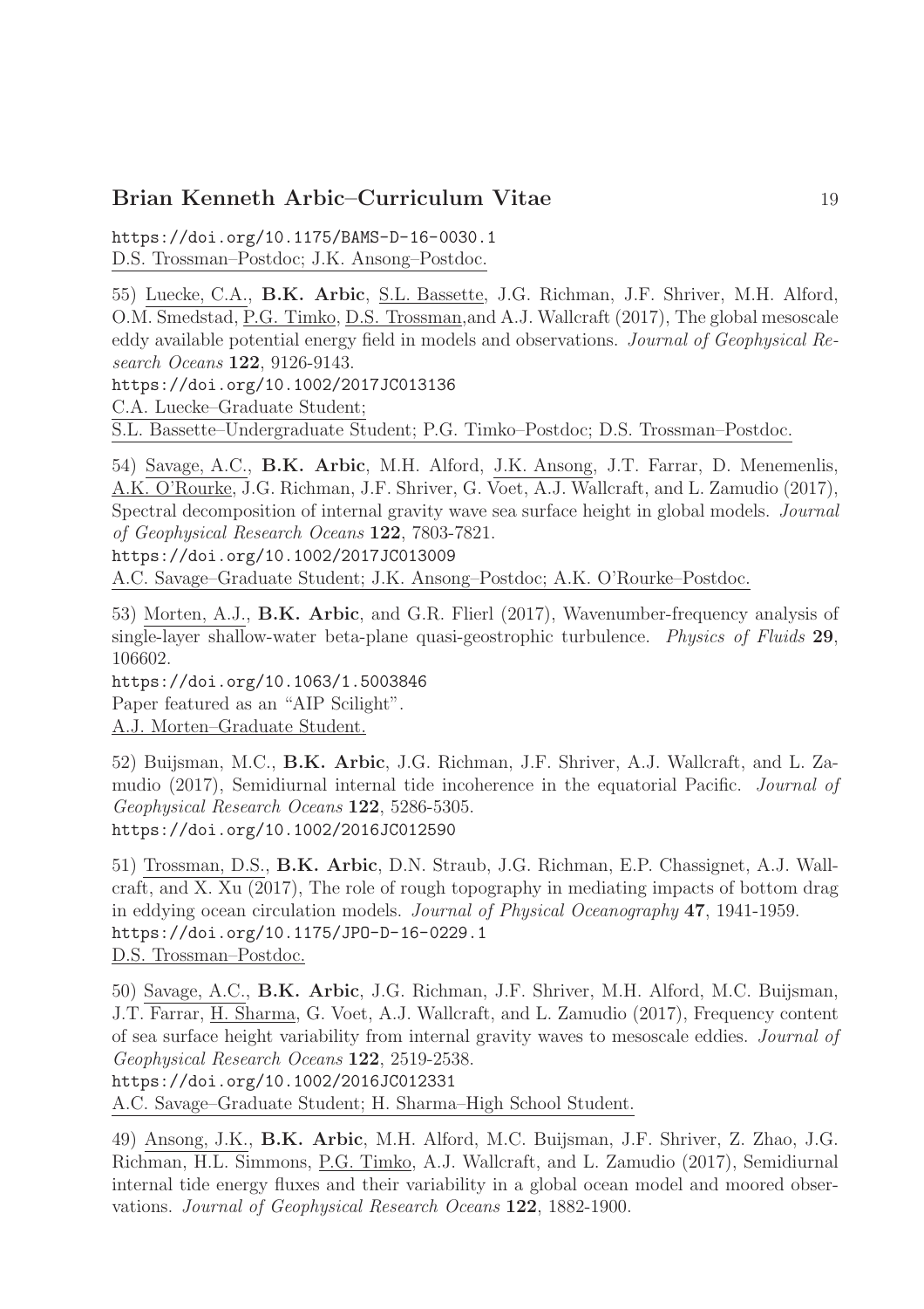https://doi.org/10.1175/BAMS-D-16-0030.1
D.S. Trossman–Postdoc; J.K. Ansong–Postdoc.

55) Luecke, C.A., **B.K. Arbic**, S.L. Bassette, J.G. Richman, J.F. Shriver, M.H. Alford, O.M. Smedstad, P.G. Timko, D.S. Trossman,and A.J. Wallcraft (2017), The global mesoscale eddy available potential energy field in models and observations. *Journal of Geophysical Research Oceans* **122**, 9126-9143.
https://doi.org/10.1002/2017JC013136
C.A. Luecke–Graduate Student;
S.L. Bassette–Undergraduate Student; P.G. Timko–Postdoc; D.S. Trossman–Postdoc.

54) Savage, A.C., **B.K. Arbic**, M.H. Alford, J.K. Ansong, J.T. Farrar, D. Menemenlis, A.K. O'Rourke, J.G. Richman, J.F. Shriver, G. Voet, A.J. Wallcraft, and L. Zamudio (2017), Spectral decomposition of internal gravity wave sea surface height in global models. *Journal of Geophysical Research Oceans* **122**, 7803-7821.
https://doi.org/10.1002/2017JC013009
A.C. Savage–Graduate Student; J.K. Ansong–Postdoc; A.K. O'Rourke–Postdoc.

53) Morten, A.J., **B.K. Arbic**, and G.R. Flierl (2017), Wavenumber-frequency analysis of single-layer shallow-water beta-plane quasi-geostrophic turbulence. *Physics of Fluids* **29**, 106602.
https://doi.org/10.1063/1.5003846
Paper featured as an "AIP Scilight".
A.J. Morten–Graduate Student.

52) Buijsman, M.C., **B.K. Arbic**, J.G. Richman, J.F. Shriver, A.J. Wallcraft, and L. Zamudio (2017), Semidiurnal internal tide incoherence in the equatorial Pacific. *Journal of Geophysical Research Oceans* **122**, 5286-5305.
https://doi.org/10.1002/2016JC012590

51) Trossman, D.S., **B.K. Arbic**, D.N. Straub, J.G. Richman, E.P. Chassignet, A.J. Wallcraft, and X. Xu (2017), The role of rough topography in mediating impacts of bottom drag in eddying ocean circulation models. *Journal of Physical Oceanography* **47**, 1941-1959.
https://doi.org/10.1175/JPO-D-16-0229.1
D.S. Trossman–Postdoc.

50) Savage, A.C., **B.K. Arbic**, J.G. Richman, J.F. Shriver, M.H. Alford, M.C. Buijsman, J.T. Farrar, H. Sharma, G. Voet, A.J. Wallcraft, and L. Zamudio (2017), Frequency content of sea surface height variability from internal gravity waves to mesoscale eddies. *Journal of Geophysical Research Oceans* **122**, 2519-2538.
https://doi.org/10.1002/2016JC012331
A.C. Savage–Graduate Student; H. Sharma–High School Student.

49) Ansong, J.K., **B.K. Arbic**, M.H. Alford, M.C. Buijsman, J.F. Shriver, Z. Zhao, J.G. Richman, H.L. Simmons, P.G. Timko, A.J. Wallcraft, and L. Zamudio (2017), Semidiurnal internal tide energy fluxes and their variability in a global ocean model and moored observations. *Journal of Geophysical Research Oceans* **122**, 1882-1900.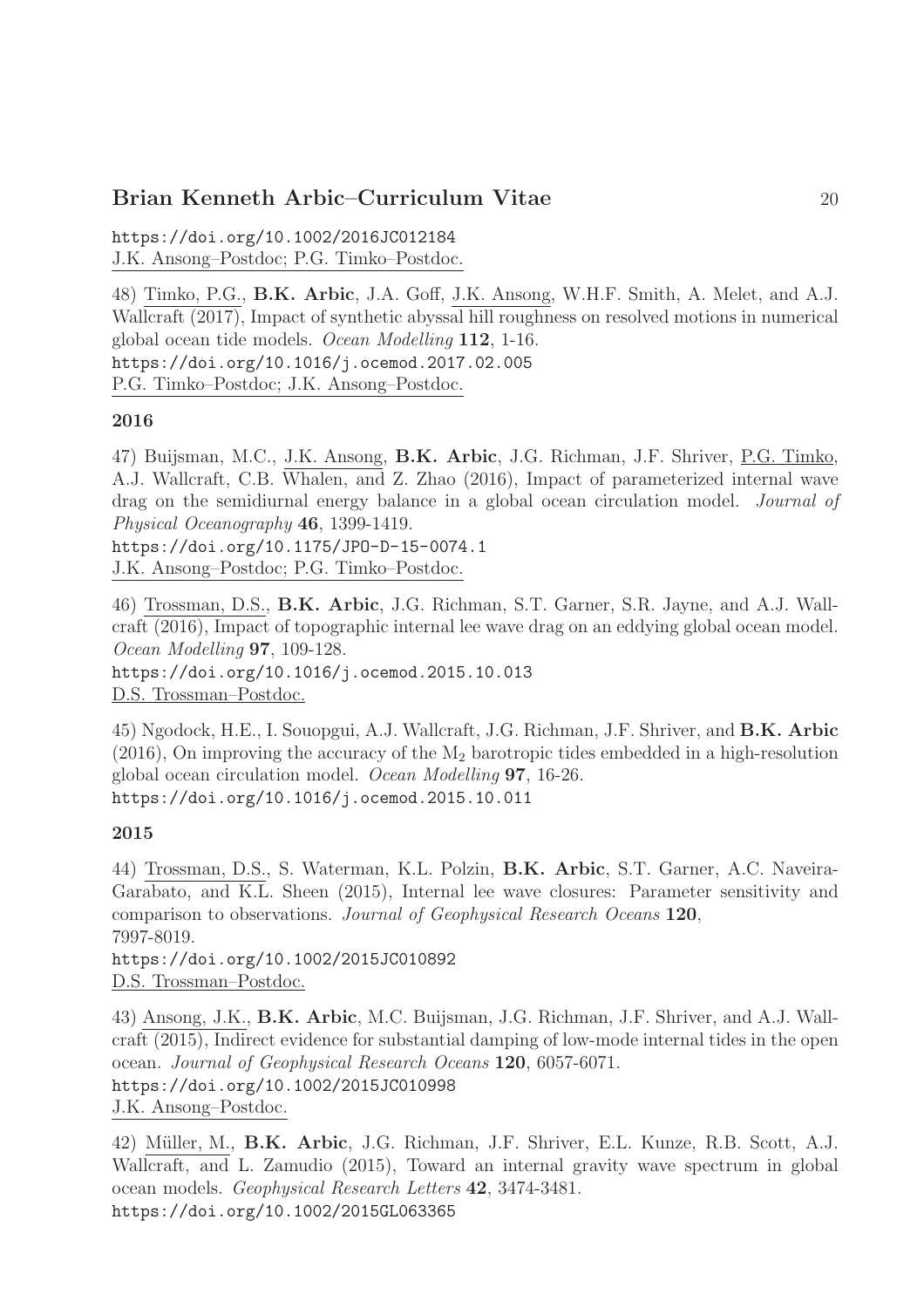https://doi.org/10.1002/2016JC012184
J.K. Ansong–Postdoc; P.G. Timko–Postdoc.

48) Timko, P.G., **B.K. Arbic**, J.A. Goff, J.K. Ansong, W.H.F. Smith, A. Melet, and A.J. Wallcraft (2017), Impact of synthetic abyssal hill roughness on resolved motions in numerical global ocean tide models. *Ocean Modelling* **112**, 1-16.
https://doi.org/10.1016/j.ocemod.2017.02.005
P.G. Timko–Postdoc; J.K. Ansong–Postdoc.

**2016**

47) Buijsman, M.C., J.K. Ansong, **B.K. Arbic**, J.G. Richman, J.F. Shriver, P.G. Timko, A.J. Wallcraft, C.B. Whalen, and Z. Zhao (2016), Impact of parameterized internal wave drag on the semidiurnal energy balance in a global ocean circulation model. *Journal of Physical Oceanography* **46**, 1399-1419.
https://doi.org/10.1175/JPO-D-15-0074.1
J.K. Ansong–Postdoc; P.G. Timko–Postdoc.

46) Trossman, D.S., **B.K. Arbic**, J.G. Richman, S.T. Garner, S.R. Jayne, and A.J. Wallcraft (2016), Impact of topographic internal lee wave drag on an eddying global ocean model. *Ocean Modelling* **97**, 109-128.
https://doi.org/10.1016/j.ocemod.2015.10.013
D.S. Trossman–Postdoc.

45) Ngodock, H.E., I. Souopgui, A.J. Wallcraft, J.G. Richman, J.F. Shriver, and **B.K. Arbic** (2016), On improving the accuracy of the $M_2$ barotropic tides embedded in a high-resolution global ocean circulation model. *Ocean Modelling* **97**, 16-26.
https://doi.org/10.1016/j.ocemod.2015.10.011

**2015**

44) Trossman, D.S., S. Waterman, K.L. Polzin, **B.K. Arbic**, S.T. Garner, A.C. Naveira-Garabato, and K.L. Sheen (2015), Internal lee wave closures: Parameter sensitivity and comparison to observations. *Journal of Geophysical Research Oceans* **120**, 7997-8019.
https://doi.org/10.1002/2015JC010892
D.S. Trossman–Postdoc.

43) Ansong, J.K., **B.K. Arbic**, M.C. Buijsman, J.G. Richman, J.F. Shriver, and A.J. Wallcraft (2015), Indirect evidence for substantial damping of low-mode internal tides in the open ocean. *Journal of Geophysical Research Oceans* **120**, 6057-6071.
https://doi.org/10.1002/2015JC010998
J.K. Ansong–Postdoc.

42) Müller, M., **B.K. Arbic**, J.G. Richman, J.F. Shriver, E.L. Kunze, R.B. Scott, A.J. Wallcraft, and L. Zamudio (2015), Toward an internal gravity wave spectrum in global ocean models. *Geophysical Research Letters* **42**, 3474-3481.
https://doi.org/10.1002/2015GL063365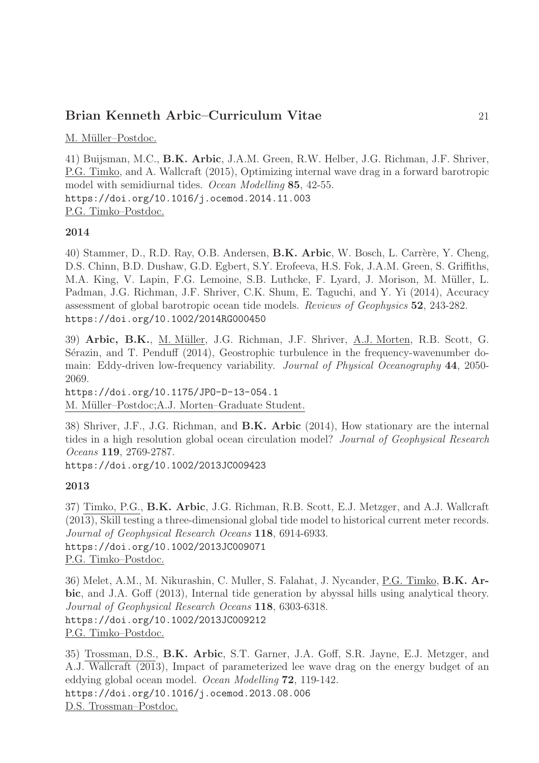M. Müller–Postdoc.

41) Buijsman, M.C., **B.K. Arbic**, J.A.M. Green, R.W. Helber, J.G. Richman, J.F. Shriver, P.G. Timko, and A. Wallcraft (2015), Optimizing internal wave drag in a forward barotropic model with semidiurnal tides. *Ocean Modelling* **85**, 42-55.
https://doi.org/10.1016/j.ocemod.2014.11.003
P.G. Timko–Postdoc.

**2014**

40) Stammer, D., R.D. Ray, O.B. Andersen, **B.K. Arbic**, W. Bosch, L. Carrère, Y. Cheng, D.S. Chinn, B.D. Dushaw, G.D. Egbert, S.Y. Erofeeva, H.S. Fok, J.A.M. Green, S. Griffiths, M.A. King, V. Lapin, F.G. Lemoine, S.B. Luthcke, F. Lyard, J. Morison, M. Müller, L. Padman, J.G. Richman, J.F. Shriver, C.K. Shum, E. Taguchi, and Y. Yi (2014), Accuracy assessment of global barotropic ocean tide models. *Reviews of Geophysics* **52**, 243-282.
https://doi.org/10.1002/2014RG000450

39) **Arbic, B.K.**, M. Müller, J.G. Richman, J.F. Shriver, A.J. Morten, R.B. Scott, G. Sérazin, and T. Penduff (2014), Geostrophic turbulence in the frequency-wavenumber domain: Eddy-driven low-frequency variability. *Journal of Physical Oceanography* **44**, 2050-2069.
https://doi.org/10.1175/JPO-D-13-054.1
M. Müller–Postdoc;A.J. Morten–Graduate Student.

38) Shriver, J.F., J.G. Richman, and **B.K. Arbic** (2014), How stationary are the internal tides in a high resolution global ocean circulation model? *Journal of Geophysical Research Oceans* **119**, 2769-2787.
https://doi.org/10.1002/2013JC009423

**2013**

37) Timko, P.G., **B.K. Arbic**, J.G. Richman, R.B. Scott, E.J. Metzger, and A.J. Wallcraft (2013), Skill testing a three-dimensional global tide model to historical current meter records. *Journal of Geophysical Research Oceans* **118**, 6914-6933.
https://doi.org/10.1002/2013JC009071
P.G. Timko–Postdoc.

36) Melet, A.M., M. Nikurashin, C. Muller, S. Falahat, J. Nycander, P.G. Timko, **B.K. Arbic**, and J.A. Goff (2013), Internal tide generation by abyssal hills using analytical theory. *Journal of Geophysical Research Oceans* **118**, 6303-6318.
https://doi.org/10.1002/2013JC009212
P.G. Timko–Postdoc.

35) Trossman, D.S., **B.K. Arbic**, S.T. Garner, J.A. Goff, S.R. Jayne, E.J. Metzger, and A.J. Wallcraft (2013), Impact of parameterized lee wave drag on the energy budget of an eddying global ocean model. *Ocean Modelling* **72**, 119-142.
https://doi.org/10.1016/j.ocemod.2013.08.006
D.S. Trossman–Postdoc.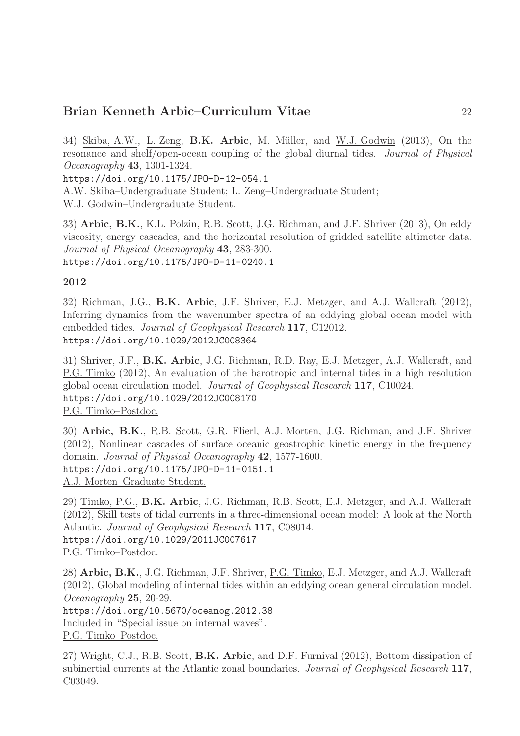34) Skiba, A.W., L. Zeng, **B.K. Arbic**, M. Müller, and W.J. Godwin (2013), On the resonance and shelf/open-ocean coupling of the global diurnal tides. *Journal of Physical Oceanography* **43**, 1301-1324.
https://doi.org/10.1175/JPO-D-12-054.1
A.W. Skiba–Undergraduate Student; L. Zeng–Undergraduate Student; W.J. Godwin–Undergraduate Student.

33) **Arbic, B.K.**, K.L. Polzin, R.B. Scott, J.G. Richman, and J.F. Shriver (2013), On eddy viscosity, energy cascades, and the horizontal resolution of gridded satellite altimeter data. *Journal of Physical Oceanography* **43**, 283-300.
https://doi.org/10.1175/JPO-D-11-0240.1

**2012**

32) Richman, J.G., **B.K. Arbic**, J.F. Shriver, E.J. Metzger, and A.J. Wallcraft (2012), Inferring dynamics from the wavenumber spectra of an eddying global ocean model with embedded tides. *Journal of Geophysical Research* **117**, C12012.
https://doi.org/10.1029/2012JC008364

31) Shriver, J.F., **B.K. Arbic**, J.G. Richman, R.D. Ray, E.J. Metzger, A.J. Wallcraft, and P.G. Timko (2012), An evaluation of the barotropic and internal tides in a high resolution global ocean circulation model. *Journal of Geophysical Research* **117**, C10024.
https://doi.org/10.1029/2012JC008170
P.G. Timko–Postdoc.

30) **Arbic, B.K.**, R.B. Scott, G.R. Flierl, A.J. Morten, J.G. Richman, and J.F. Shriver (2012), Nonlinear cascades of surface oceanic geostrophic kinetic energy in the frequency domain. *Journal of Physical Oceanography* **42**, 1577-1600.
https://doi.org/10.1175/JPO-D-11-0151.1
A.J. Morten–Graduate Student.

29) Timko, P.G., **B.K. Arbic**, J.G. Richman, R.B. Scott, E.J. Metzger, and A.J. Wallcraft (2012), Skill tests of tidal currents in a three-dimensional ocean model: A look at the North Atlantic. *Journal of Geophysical Research* **117**, C08014.
https://doi.org/10.1029/2011JC007617
P.G. Timko–Postdoc.

28) **Arbic, B.K.**, J.G. Richman, J.F. Shriver, P.G. Timko, E.J. Metzger, and A.J. Wallcraft (2012), Global modeling of internal tides within an eddying ocean general circulation model. *Oceanography* **25**, 20-29.
https://doi.org/10.5670/oceanog.2012.38
Included in "Special issue on internal waves".
P.G. Timko–Postdoc.

27) Wright, C.J., R.B. Scott, **B.K. Arbic**, and D.F. Furnival (2012), Bottom dissipation of subinertial currents at the Atlantic zonal boundaries. *Journal of Geophysical Research* **117**, C03049.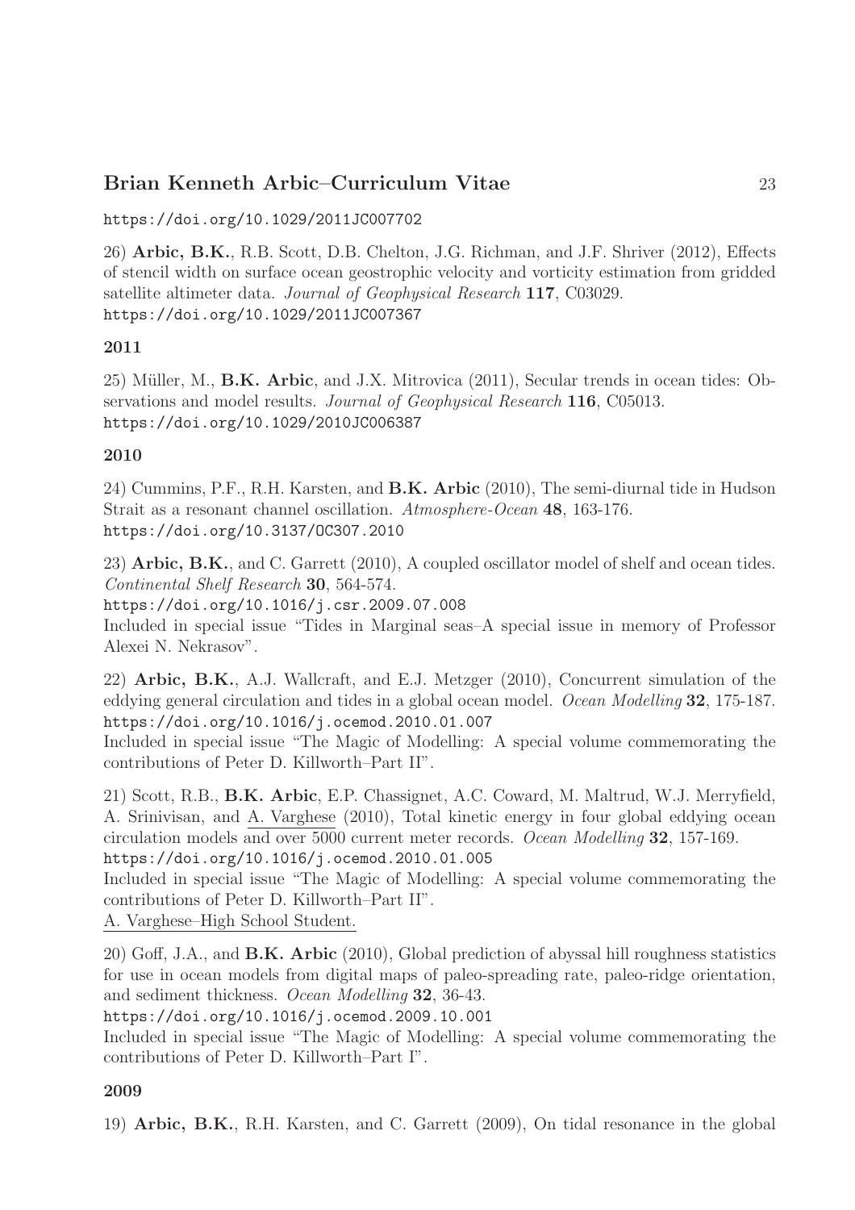https://doi.org/10.1029/2011JC007702

26) **Arbic, B.K.**, R.B. Scott, D.B. Chelton, J.G. Richman, and J.F. Shriver (2012), Effects of stencil width on surface ocean geostrophic velocity and vorticity estimation from gridded satellite altimeter data. *Journal of Geophysical Research* **117**, C03029.
https://doi.org/10.1029/2011JC007367

**2011**

25) Müller, M., **B.K. Arbic**, and J.X. Mitrovica (2011), Secular trends in ocean tides: Observations and model results. *Journal of Geophysical Research* **116**, C05013.
https://doi.org/10.1029/2010JC006387

**2010**

24) Cummins, P.F., R.H. Karsten, and **B.K. Arbic** (2010), The semi-diurnal tide in Hudson Strait as a resonant channel oscillation. *Atmosphere-Ocean* **48**, 163-176.
https://doi.org/10.3137/OC307.2010

23) **Arbic, B.K.**, and C. Garrett (2010), A coupled oscillator model of shelf and ocean tides. *Continental Shelf Research* **30**, 564-574.
https://doi.org/10.1016/j.csr.2009.07.008
Included in special issue "Tides in Marginal seas–A special issue in memory of Professor Alexei N. Nekrasov".

22) **Arbic, B.K.**, A.J. Wallcraft, and E.J. Metzger (2010), Concurrent simulation of the eddying general circulation and tides in a global ocean model. *Ocean Modelling* **32**, 175-187.
https://doi.org/10.1016/j.ocemod.2010.01.007
Included in special issue "The Magic of Modelling: A special volume commemorating the contributions of Peter D. Killworth–Part II".

21) Scott, R.B., **B.K. Arbic**, E.P. Chassignet, A.C. Coward, M. Maltrud, W.J. Merryfield, A. Srinivisan, and A. Varghese (2010), Total kinetic energy in four global eddying ocean circulation models and over 5000 current meter records. *Ocean Modelling* **32**, 157-169.
https://doi.org/10.1016/j.ocemod.2010.01.005
Included in special issue "The Magic of Modelling: A special volume commemorating the contributions of Peter D. Killworth–Part II".
A. Varghese–High School Student.

20) Goff, J.A., and **B.K. Arbic** (2010), Global prediction of abyssal hill roughness statistics for use in ocean models from digital maps of paleo-spreading rate, paleo-ridge orientation, and sediment thickness. *Ocean Modelling* **32**, 36-43.
https://doi.org/10.1016/j.ocemod.2009.10.001
Included in special issue "The Magic of Modelling: A special volume commemorating the contributions of Peter D. Killworth–Part I".

**2009**

19) **Arbic, B.K.**, R.H. Karsten, and C. Garrett (2009), On tidal resonance in the global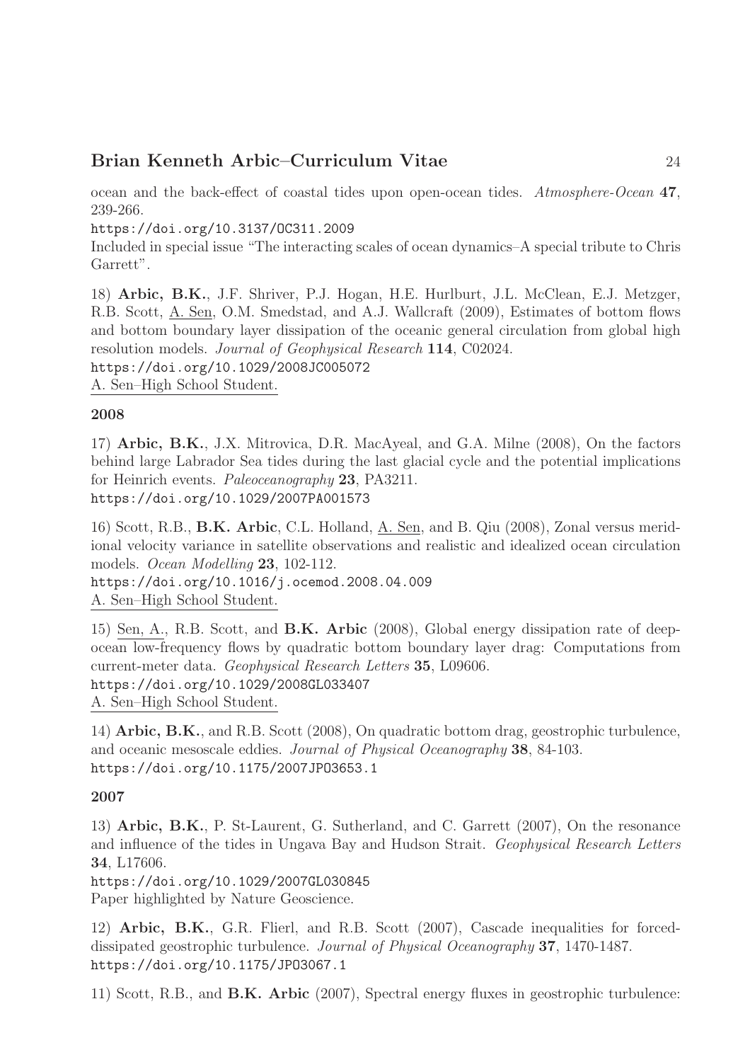ocean and the back-effect of coastal tides upon open-ocean tides. *Atmosphere-Ocean* **47**, 239-266.
https://doi.org/10.3137/OC311.2009
Included in special issue "The interacting scales of ocean dynamics–A special tribute to Chris Garrett".

18) **Arbic, B.K.**, J.F. Shriver, P.J. Hogan, H.E. Hurlburt, J.L. McClean, E.J. Metzger, R.B. Scott, A. Sen, O.M. Smedstad, and A.J. Wallcraft (2009), Estimates of bottom flows and bottom boundary layer dissipation of the oceanic general circulation from global high resolution models. *Journal of Geophysical Research* **114**, C02024.
https://doi.org/10.1029/2008JC005072
A. Sen–High School Student.

**2008**

17) **Arbic, B.K.**, J.X. Mitrovica, D.R. MacAyeal, and G.A. Milne (2008), On the factors behind large Labrador Sea tides during the last glacial cycle and the potential implications for Heinrich events. *Paleoceanography* **23**, PA3211.
https://doi.org/10.1029/2007PA001573

16) Scott, R.B., **B.K. Arbic**, C.L. Holland, A. Sen, and B. Qiu (2008), Zonal versus meridional velocity variance in satellite observations and realistic and idealized ocean circulation models. *Ocean Modelling* **23**, 102-112.
https://doi.org/10.1016/j.ocemod.2008.04.009
A. Sen–High School Student.

15) Sen, A., R.B. Scott, and **B.K. Arbic** (2008), Global energy dissipation rate of deep-ocean low-frequency flows by quadratic bottom boundary layer drag: Computations from current-meter data. *Geophysical Research Letters* **35**, L09606.
https://doi.org/10.1029/2008GL033407
A. Sen–High School Student.

14) **Arbic, B.K.**, and R.B. Scott (2008), On quadratic bottom drag, geostrophic turbulence, and oceanic mesoscale eddies. *Journal of Physical Oceanography* **38**, 84-103.
https://doi.org/10.1175/2007JPO3653.1

**2007**

13) **Arbic, B.K.**, P. St-Laurent, G. Sutherland, and C. Garrett (2007), On the resonance and influence of the tides in Ungava Bay and Hudson Strait. *Geophysical Research Letters* **34**, L17606.
https://doi.org/10.1029/2007GL030845
Paper highlighted by Nature Geoscience.

12) **Arbic, B.K.**, G.R. Flierl, and R.B. Scott (2007), Cascade inequalities for forced-dissipated geostrophic turbulence. *Journal of Physical Oceanography* **37**, 1470-1487.
https://doi.org/10.1175/JPO3067.1

11) Scott, R.B., and **B.K. Arbic** (2007), Spectral energy fluxes in geostrophic turbulence: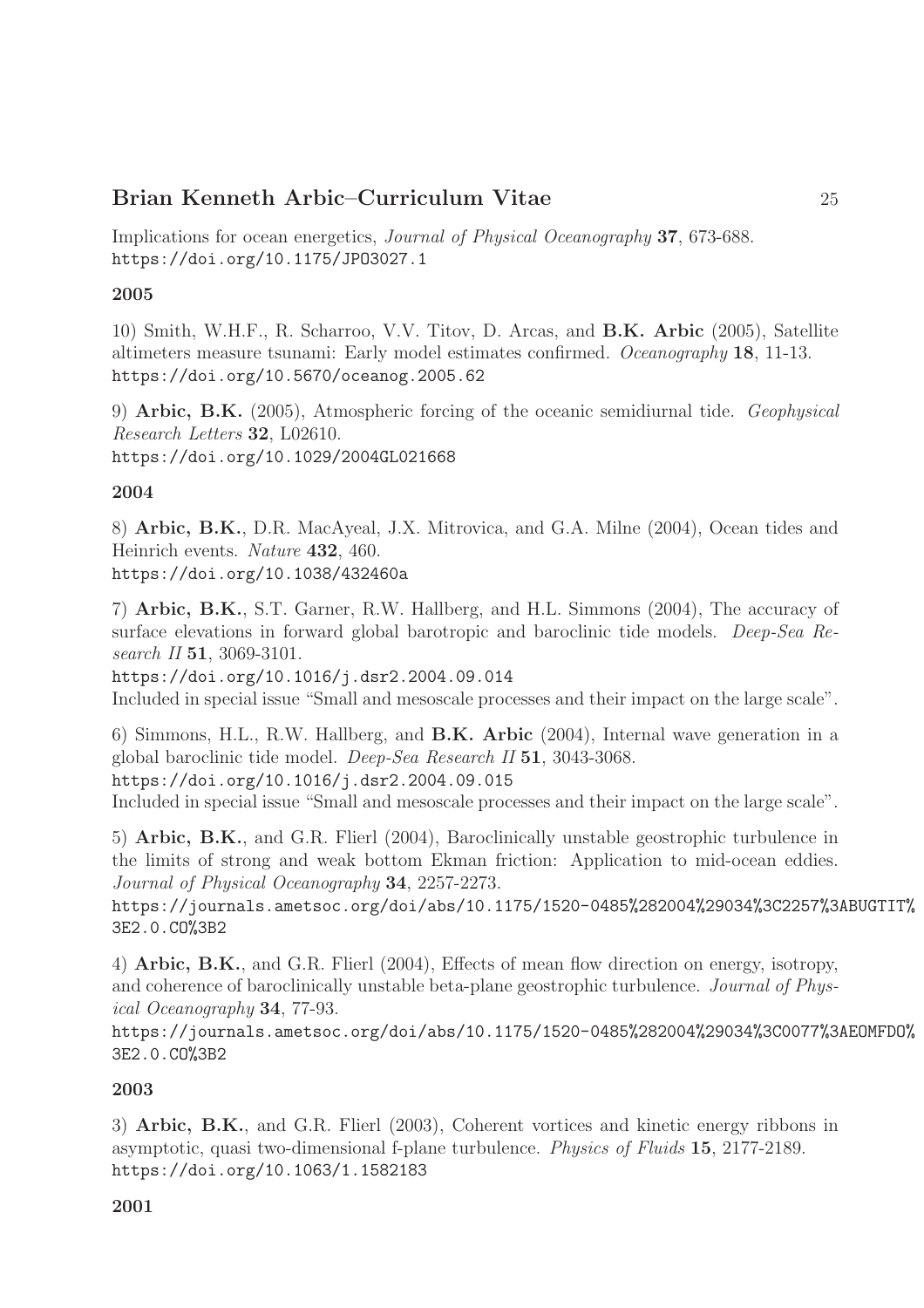Implications for ocean energetics, *Journal of Physical Oceanography* **37**, 673-688.
https://doi.org/10.1175/JPO3027.1

**2005**

10) Smith, W.H.F., R. Scharroo, V.V. Titov, D. Arcas, and **B.K. Arbic** (2005), Satellite altimeters measure tsunami: Early model estimates confirmed. *Oceanography* **18**, 11-13.
https://doi.org/10.5670/oceanog.2005.62

9) **Arbic, B.K.** (2005), Atmospheric forcing of the oceanic semidiurnal tide. *Geophysical Research Letters* **32**, L02610.
https://doi.org/10.1029/2004GL021668

**2004**

8) **Arbic, B.K.**, D.R. MacAyeal, J.X. Mitrovica, and G.A. Milne (2004), Ocean tides and Heinrich events. *Nature* **432**, 460.
https://doi.org/10.1038/432460a

7) **Arbic, B.K.**, S.T. Garner, R.W. Hallberg, and H.L. Simmons (2004), The accuracy of surface elevations in forward global barotropic and baroclinic tide models. *Deep-Sea Research II* **51**, 3069-3101.
https://doi.org/10.1016/j.dsr2.2004.09.014
Included in special issue "Small and mesoscale processes and their impact on the large scale".

6) Simmons, H.L., R.W. Hallberg, and **B.K. Arbic** (2004), Internal wave generation in a global baroclinic tide model. *Deep-Sea Research II* **51**, 3043-3068.
https://doi.org/10.1016/j.dsr2.2004.09.015
Included in special issue "Small and mesoscale processes and their impact on the large scale".

5) **Arbic, B.K.**, and G.R. Flierl (2004), Baroclinically unstable geostrophic turbulence in the limits of strong and weak bottom Ekman friction: Application to mid-ocean eddies. *Journal of Physical Oceanography* **34**, 2257-2273.
https://journals.ametsoc.org/doi/abs/10.1175/1520-0485%282004%29034%3C2257%3ABUGTIT%3E2.0.CO%3B2

4) **Arbic, B.K.**, and G.R. Flierl (2004), Effects of mean flow direction on energy, isotropy, and coherence of baroclinically unstable beta-plane geostrophic turbulence. *Journal of Physical Oceanography* **34**, 77-93.
https://journals.ametsoc.org/doi/abs/10.1175/1520-0485%282004%29034%3C0077%3AEOMFDO%3E2.0.CO%3B2

**2003**

3) **Arbic, B.K.**, and G.R. Flierl (2003), Coherent vortices and kinetic energy ribbons in asymptotic, quasi two-dimensional f-plane turbulence. *Physics of Fluids* **15**, 2177-2189.
https://doi.org/10.1063/1.1582183

**2001**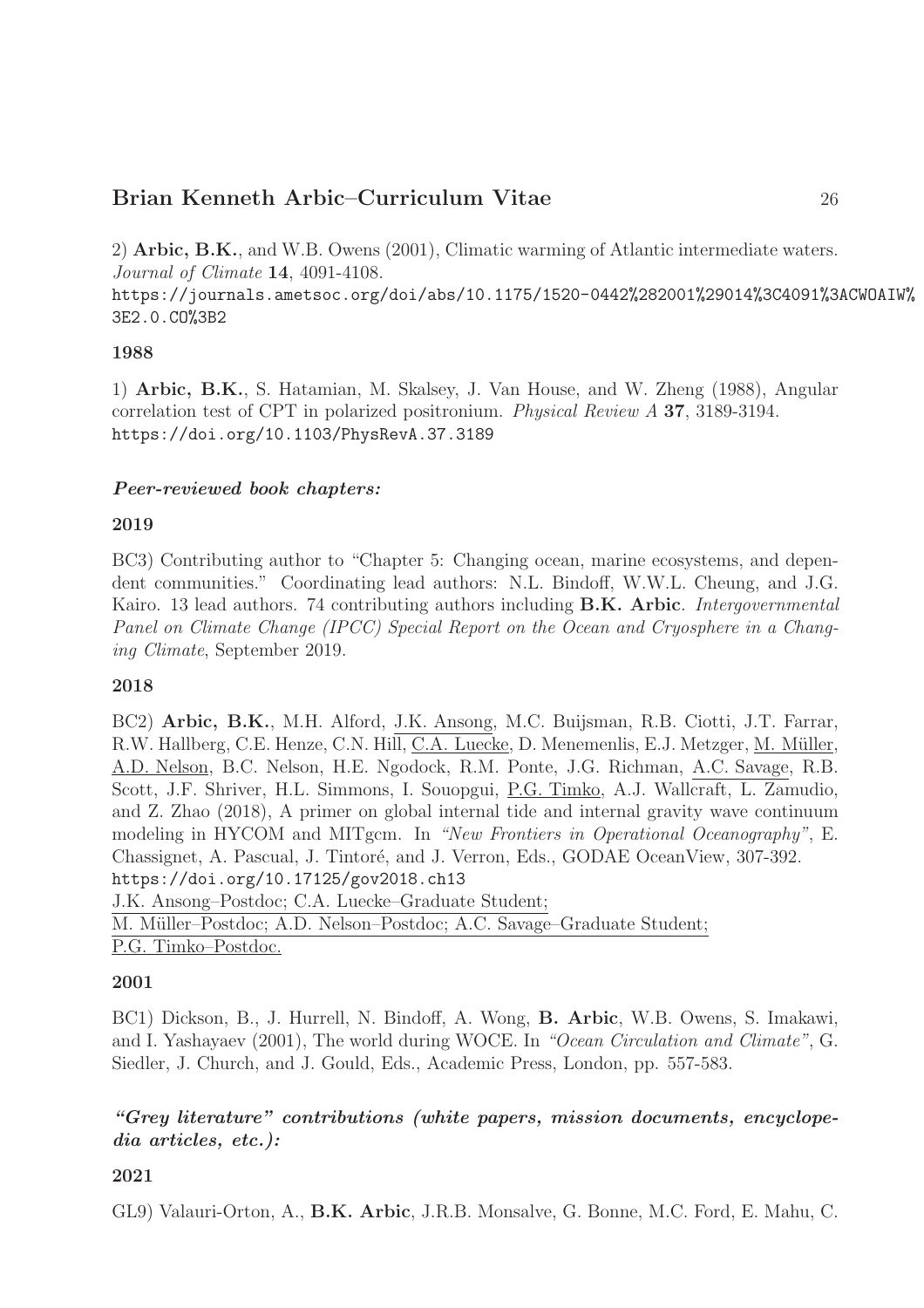2) **Arbic, B.K.**, and W.B. Owens (2001), Climatic warming of Atlantic intermediate waters. *Journal of Climate* **14**, 4091-4108.
https://journals.ametsoc.org/doi/abs/10.1175/1520-0442%282001%29014%3C4091%3ACWOAIW%3E2.0.CO%3B2

**1988**

1) **Arbic, B.K.**, S. Hatamian, M. Skalsey, J. Van House, and W. Zheng (1988), Angular correlation test of CPT in polarized positronium. *Physical Review A* **37**, 3189-3194.
https://doi.org/10.1103/PhysRevA.37.3189

***Peer-reviewed book chapters:***

**2019**

BC3) Contributing author to "Chapter 5: Changing ocean, marine ecosystems, and dependent communities." Coordinating lead authors: N.L. Bindoff, W.W.L. Cheung, and J.G. Kairo. 13 lead authors. 74 contributing authors including **B.K. Arbic**. *Intergovernmental Panel on Climate Change (IPCC) Special Report on the Ocean and Cryosphere in a Changing Climate*, September 2019.

**2018**

BC2) **Arbic, B.K.**, M.H. Alford, J.K. Ansong, M.C. Buijsman, R.B. Ciotti, J.T. Farrar, R.W. Hallberg, C.E. Henze, C.N. Hill, C.A. Luecke, D. Menemenlis, E.J. Metzger, M. Müller, A.D. Nelson, B.C. Nelson, H.E. Ngodock, R.M. Ponte, J.G. Richman, A.C. Savage, R.B. Scott, J.F. Shriver, H.L. Simmons, I. Souopgui, P.G. Timko, A.J. Wallcraft, L. Zamudio, and Z. Zhao (2018), A primer on global internal tide and internal gravity wave continuum modeling in HYCOM and MITgcm. In *"New Frontiers in Operational Oceanography"*, E. Chassignet, A. Pascual, J. Tintoré, and J. Verron, Eds., GODAE OceanView, 307-392.
https://doi.org/10.17125/gov2018.ch13
J.K. Ansong–Postdoc; C.A. Luecke–Graduate Student;
M. Müller–Postdoc; A.D. Nelson–Postdoc; A.C. Savage–Graduate Student;
P.G. Timko–Postdoc.

**2001**

BC1) Dickson, B., J. Hurrell, N. Bindoff, A. Wong, **B. Arbic**, W.B. Owens, S. Imakawi, and I. Yashayaev (2001), The world during WOCE. In *"Ocean Circulation and Climate"*, G. Siedler, J. Church, and J. Gould, Eds., Academic Press, London, pp. 557-583.

***"Grey literature" contributions (white papers, mission documents, encyclopedia articles, etc.):***

**2021**

GL9) Valauri-Orton, A., **B.K. Arbic**, J.R.B. Monsalve, G. Bonne, M.C. Ford, E. Mahu, C.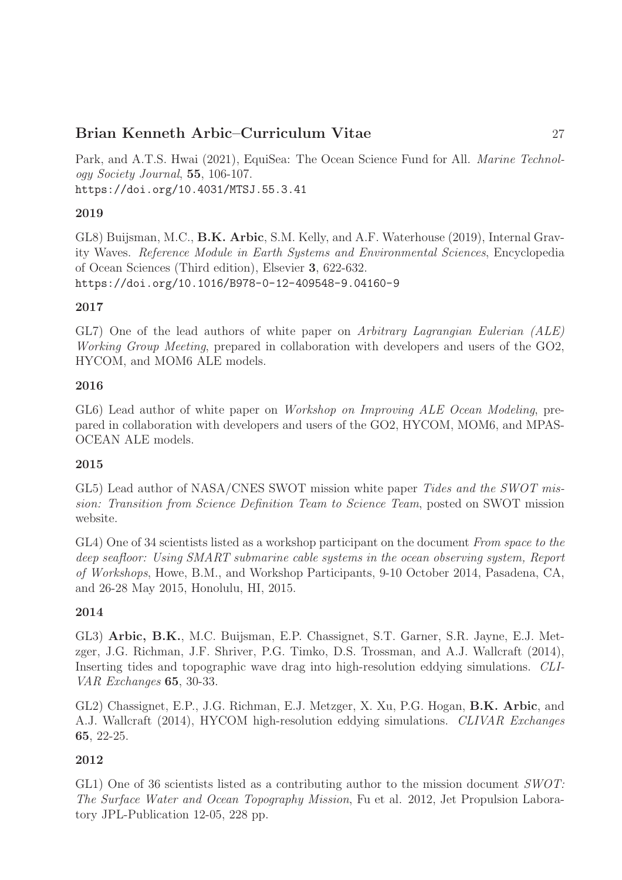Park, and A.T.S. Hwai (2021), EquiSea: The Ocean Science Fund for All. *Marine Technology Society Journal*, **55**, 106-107.
https://doi.org/10.4031/MTSJ.55.3.41

**2019**

GL8) Buijsman, M.C., **B.K. Arbic**, S.M. Kelly, and A.F. Waterhouse (2019), Internal Gravity Waves. *Reference Module in Earth Systems and Environmental Sciences*, Encyclopedia of Ocean Sciences (Third edition), Elsevier **3**, 622-632.
https://doi.org/10.1016/B978-0-12-409548-9.04160-9

**2017**

GL7) One of the lead authors of white paper on *Arbitrary Lagrangian Eulerian (ALE) Working Group Meeting*, prepared in collaboration with developers and users of the GO2, HYCOM, and MOM6 ALE models.

**2016**

GL6) Lead author of white paper on *Workshop on Improving ALE Ocean Modeling*, prepared in collaboration with developers and users of the GO2, HYCOM, MOM6, and MPAS-OCEAN ALE models.

**2015**

GL5) Lead author of NASA/CNES SWOT mission white paper *Tides and the SWOT mission: Transition from Science Definition Team to Science Team*, posted on SWOT mission website.

GL4) One of 34 scientists listed as a workshop participant on the document *From space to the deep seafloor: Using SMART submarine cable systems in the ocean observing system, Report of Workshops*, Howe, B.M., and Workshop Participants, 9-10 October 2014, Pasadena, CA, and 26-28 May 2015, Honolulu, HI, 2015.

**2014**

GL3) **Arbic, B.K.**, M.C. Buijsman, E.P. Chassignet, S.T. Garner, S.R. Jayne, E.J. Metzger, J.G. Richman, J.F. Shriver, P.G. Timko, D.S. Trossman, and A.J. Wallcraft (2014), Inserting tides and topographic wave drag into high-resolution eddying simulations. *CLIVAR Exchanges* **65**, 30-33.

GL2) Chassignet, E.P., J.G. Richman, E.J. Metzger, X. Xu, P.G. Hogan, **B.K. Arbic**, and A.J. Wallcraft (2014), HYCOM high-resolution eddying simulations. *CLIVAR Exchanges* **65**, 22-25.

**2012**

GL1) One of 36 scientists listed as a contributing author to the mission document *SWOT: The Surface Water and Ocean Topography Mission*, Fu et al. 2012, Jet Propulsion Laboratory JPL-Publication 12-05, 228 pp.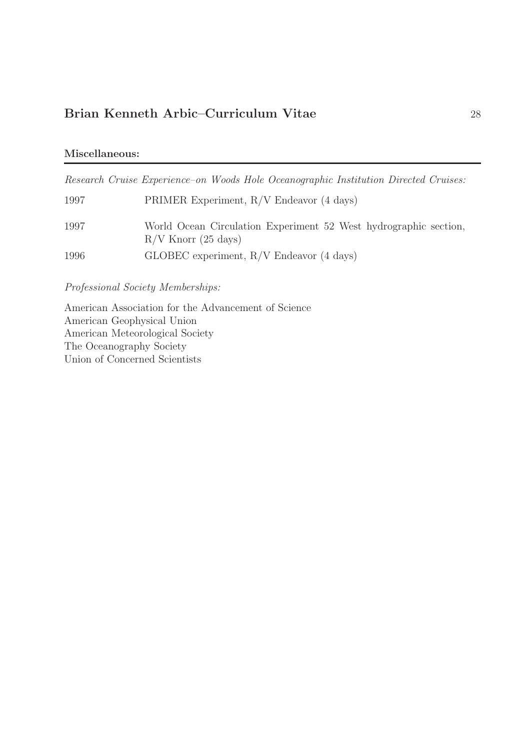## Miscellaneous:

*Research Cruise Experience–on Woods Hole Oceanographic Institution Directed Cruises:*

| | |
|---|---|
| 1997 | PRIMER Experiment, R/V Endeavor (4 days) |
| 1997 | World Ocean Circulation Experiment 52 West hydrographic section, R/V Knorr (25 days) |
| 1996 | GLOBEC experiment, R/V Endeavor (4 days) |

*Professional Society Memberships:*

American Association for the Advancement of Science  
American Geophysical Union  
American Meteorological Society  
The Oceanography Society  
Union of Concerned Scientists